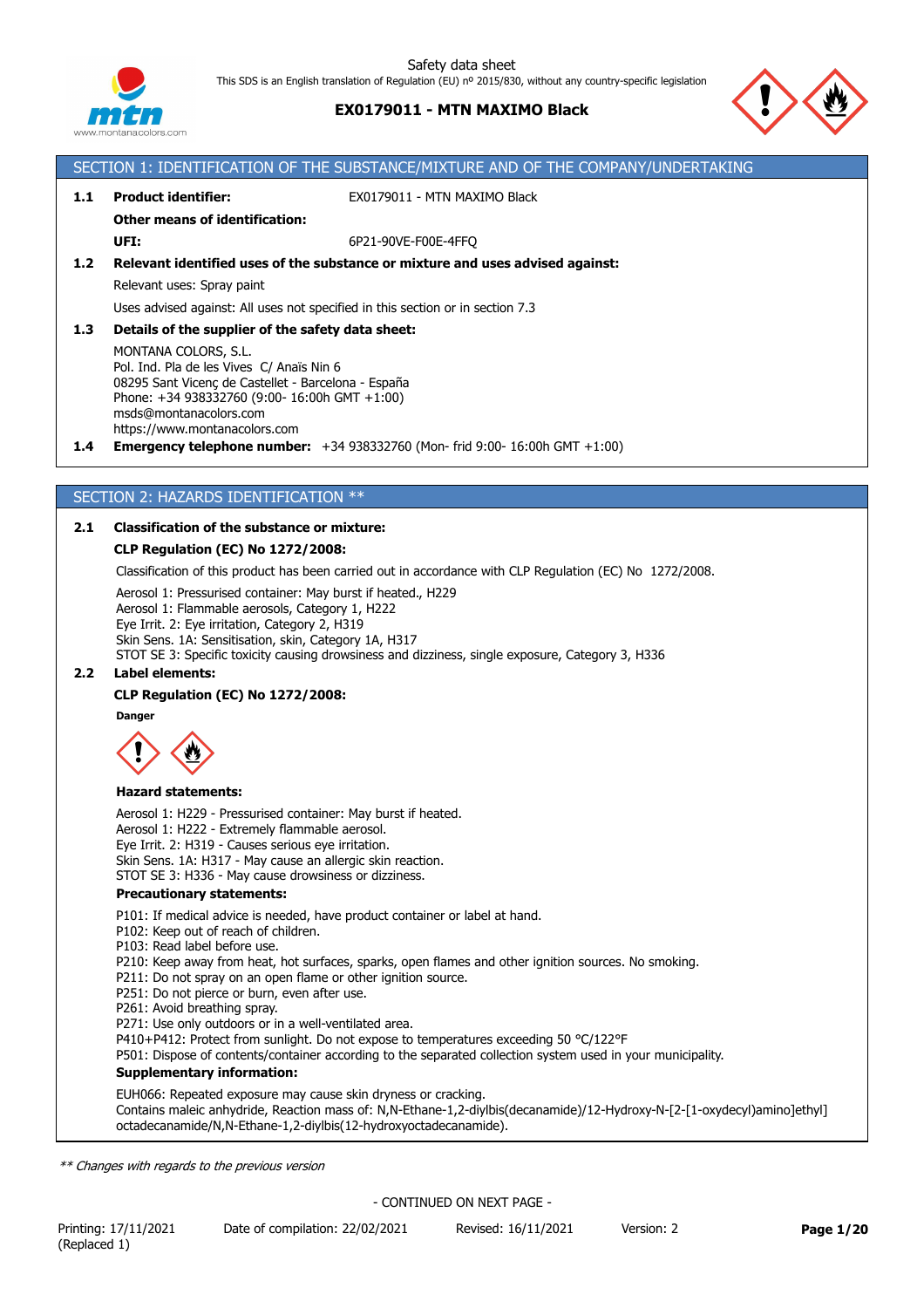Safety data sheet

This SDS is an English translation of Regulation (EU) nº 2015/830, without any country-specific legislation

**EX0179011 - MTN MAXIMO Black**

## SECTION 1: IDENTIFICATION OF THE SUBSTANCE/MIXTURE AND OF THE COMPANY/UNDERTAKING

**1.1 Product identifier:** EX0179011 - MTN MAXIMO Black

**Other means of identification:**

**UFI:** 6P21-90VE-F00E-4FFQ

**1.2 Relevant identified uses of the substance or mixture and uses advised against:**

Relevant uses: Spray paint

Uses advised against: All uses not specified in this section or in section 7.3

**1.3 Details of the supplier of the safety data sheet:**

MONTANA COLORS, S.L.
Pol. Ind. Pla de les Vives C/ Anaïs Nin 6
08295 Sant Vicenç de Castellet - Barcelona - España
Phone: +34 938332760 (9:00- 16:00h GMT +1:00)
msds@montanacolors.com
https://www.montanacolors.com

**1.4 Emergency telephone number:** +34 938332760 (Mon- frid 9:00- 16:00h GMT +1:00)

## SECTION 2: HAZARDS IDENTIFICATION **

**2.1 Classification of the substance or mixture:**

**CLP Regulation (EC) No 1272/2008:**

Classification of this product has been carried out in accordance with CLP Regulation (EC) No 1272/2008.

Aerosol 1: Pressurised container: May burst if heated., H229
Aerosol 1: Flammable aerosols, Category 1, H222
Eye Irrit. 2: Eye irritation, Category 2, H319
Skin Sens. 1A: Sensitisation, skin, Category 1A, H317
STOT SE 3: Specific toxicity causing drowsiness and dizziness, single exposure, Category 3, H336

**2.2 Label elements:**

**CLP Regulation (EC) No 1272/2008:**

**Danger**

**Hazard statements:**

Aerosol 1: H229 - Pressurised container: May burst if heated.
Aerosol 1: H222 - Extremely flammable aerosol.
Eye Irrit. 2: H319 - Causes serious eye irritation.
Skin Sens. 1A: H317 - May cause an allergic skin reaction.
STOT SE 3: H336 - May cause drowsiness or dizziness.

**Precautionary statements:**

P101: If medical advice is needed, have product container or label at hand.
P102: Keep out of reach of children.
P103: Read label before use.
P210: Keep away from heat, hot surfaces, sparks, open flames and other ignition sources. No smoking.
P211: Do not spray on an open flame or other ignition source.
P251: Do not pierce or burn, even after use.
P261: Avoid breathing spray.
P271: Use only outdoors or in a well-ventilated area.
P410+P412: Protect from sunlight. Do not expose to temperatures exceeding 50 °C/122°F
P501: Dispose of contents/container according to the separated collection system used in your municipality.

**Supplementary information:**

EUH066: Repeated exposure may cause skin dryness or cracking.
Contains maleic anhydride, Reaction mass of: N,N-Ethane-1,2-diylbis(decanamide)/12-Hydroxy-N-[2-[1-oxydecyl)amino]ethyl] octadecanamide/N,N-Ethane-1,2-diylbis(12-hydroxyoctadecanamide).

*** Changes with regards to the previous version*

- CONTINUED ON NEXT PAGE -

Printing: 17/11/2021 (Replaced 1) Date of compilation: 22/02/2021 Revised: 16/11/2021 Version: 2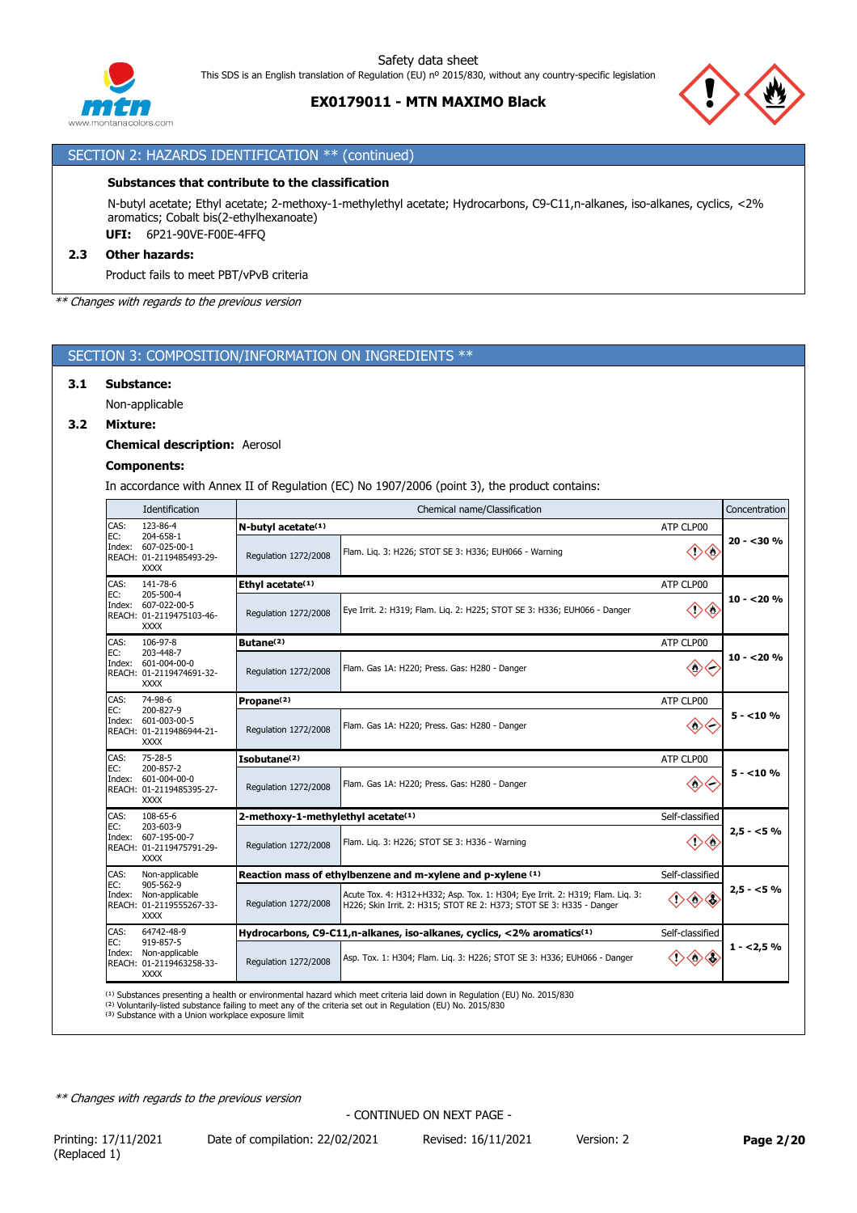## SECTION 2: HAZARDS IDENTIFICATION ** (continued)

**Substances that contribute to the classification**

N-butyl acetate; Ethyl acetate; 2-methoxy-1-methylethyl acetate; Hydrocarbons, C9-C11,n-alkanes, iso-alkanes, cyclics, <2% aromatics; Cobalt bis(2-ethylhexanoate)

**UFI:** 6P21-90VE-F00E-4FFQ

### 2.3 Other hazards:

Product fails to meet PBT/vPvB criteria

*** Changes with regards to the previous version*

## SECTION 3: COMPOSITION/INFORMATION ON INGREDIENTS **

### 3.1 Substance:

Non-applicable

### 3.2 Mixture:

**Chemical description:** Aerosol

**Components:**

In accordance with Annex II of Regulation (EC) No 1907/2006 (point 3), the product contains:

| Identification | Chemical name/Classification | | | Concentration |
|---|---|---|---|---|
| CAS: 123-86-4<br>EC: 204-658-1<br>Index: 607-025-00-1<br>REACH: 01-2119485493-29-XXXX | **N-butyl acetate[1]** | | ATP CLP00 | **20 - <30 %** |
| | Regulation 1272/2008 | Flam. Liq. 3: H226; STOT SE 3: H336; EUH066 - Warning | | |
| CAS: 141-78-6<br>EC: 205-500-4<br>Index: 607-022-00-5<br>REACH: 01-2119475103-46-XXXX | **Ethyl acetate[1]** | | ATP CLP00 | **10 - <20 %** |
| | Regulation 1272/2008 | Eye Irrit. 2: H319; Flam. Liq. 2: H225; STOT SE 3: H336; EUH066 - Danger | | |
| CAS: 106-97-8<br>EC: 203-448-7<br>Index: 601-004-00-0<br>REACH: 01-2119474691-32-XXXX | **Butane[2]** | | ATP CLP00 | **10 - <20 %** |
| | Regulation 1272/2008 | Flam. Gas 1A: H220; Press. Gas: H280 - Danger | | |
| CAS: 74-98-6<br>EC: 200-827-9<br>Index: 601-003-00-5<br>REACH: 01-2119486944-21-XXXX | **Propane[2]** | | ATP CLP00 | **5 - <10 %** |
| | Regulation 1272/2008 | Flam. Gas 1A: H220; Press. Gas: H280 - Danger | | |
| CAS: 75-28-5<br>EC: 200-857-2<br>Index: 601-004-00-0<br>REACH: 01-2119485395-27-XXXX | **Isobutane[2]** | | ATP CLP00 | **5 - <10 %** |
| | Regulation 1272/2008 | Flam. Gas 1A: H220; Press. Gas: H280 - Danger | | |
| CAS: 108-65-6<br>EC: 203-603-9<br>Index: 607-195-00-7<br>REACH: 01-2119475791-29-XXXX | **2-methoxy-1-methylethyl acetate[1]** | | Self-classified | **2,5 - <5 %** |
| | Regulation 1272/2008 | Flam. Liq. 3: H226; STOT SE 3: H336 - Warning | | |
| CAS: Non-applicable<br>EC: 905-562-9<br>Index: Non-applicable<br>REACH: 01-2119555267-33-XXXX | **Reaction mass of ethylbenzene and m-xylene and p-xylene [1]** | | Self-classified | **2,5 - <5 %** |
| | Regulation 1272/2008 | Acute Tox. 4: H312+H332; Asp. Tox. 1: H304; Eye Irrit. 2: H319; Flam. Liq. 3: H226; Skin Irrit. 2: H315; STOT RE 2: H373; STOT SE 3: H335 - Danger | | |
| CAS: 64742-48-9<br>EC: 919-857-5<br>Index: Non-applicable<br>REACH: 01-2119463258-33-XXXX | **Hydrocarbons, C9-C11,n-alkanes, iso-alkanes, cyclics, <2% aromatics[1]** | | Self-classified | **1 - <2,5 %** |
| | Regulation 1272/2008 | Asp. Tox. 1: H304; Flam. Liq. 3: H226; STOT SE 3: H336; EUH066 - Danger | | |

[1] Substances presenting a health or environmental hazard which meet criteria laid down in Regulation (EU) No. 2015/830
[2] Voluntarily-listed substance failing to meet any of the criteria set out in Regulation (EU) No. 2015/830
[3] Substance with a Union workplace exposure limit

*** Changes with regards to the previous version*

- CONTINUED ON NEXT PAGE -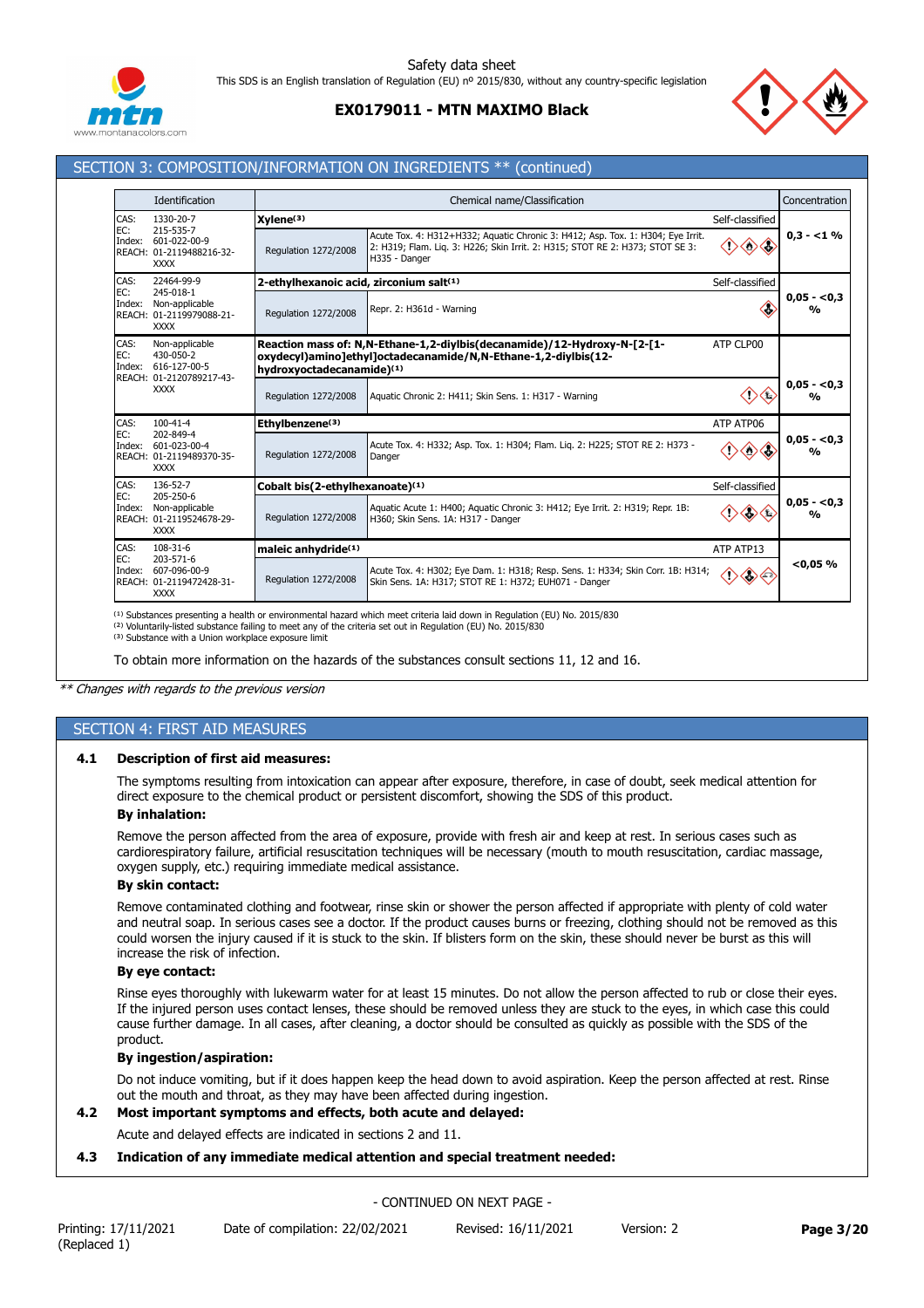## SECTION 3: COMPOSITION/INFORMATION ON INGREDIENTS ** (continued)

| Identification | Chemical name/Classification | | | Concentration |
|---|---|---|---|---|
| CAS: 1330-20-7<br>EC: 215-535-7<br>Index: 601-022-00-9<br>REACH: 01-2119488216-32-XXXX | **Xylene**[3] | | Self-classified | 0,3 - <1 % |
| | Regulation 1272/2008 | Acute Tox. 4: H312+H332; Aquatic Chronic 3: H412; Asp. Tox. 1: H304; Eye Irrit. 2: H319; Flam. Liq. 3: H226; Skin Irrit. 2: H315; STOT RE 2: H373; STOT SE 3: H335 - Danger | | |
| CAS: 22464-99-9<br>EC: 245-018-1<br>Index: Non-applicable<br>REACH: 01-2119979088-21-XXXX | **2-ethylhexanoic acid, zirconium salt**[1] | | Self-classified | 0,05 - <0,3 % |
| | Regulation 1272/2008 | Repr. 2: H361d - Warning | | |
| CAS: Non-applicable<br>EC: 430-050-2<br>Index: 616-127-00-5<br>REACH: 01-2120789217-43-XXXX | **Reaction mass of: N,N-Ethane-1,2-diylbis(decanamide)/12-Hydroxy-N-[2-[1-oxydecyl)amino]ethyl]octadecanamide/N,N-Ethane-1,2-diylbis(12-hydroxyoctadecanamide)**[1] | | ATP CLP00 | 0,05 - <0,3 % |
| | Regulation 1272/2008 | Aquatic Chronic 2: H411; Skin Sens. 1: H317 - Warning | | |
| CAS: 100-41-4<br>EC: 202-849-4<br>Index: 601-023-00-4<br>REACH: 01-2119489370-35-XXXX | **Ethylbenzene**[3] | | ATP ATP06 | 0,05 - <0,3 % |
| | Regulation 1272/2008 | Acute Tox. 4: H332; Asp. Tox. 1: H304; Flam. Liq. 2: H225; STOT RE 2: H373 - Danger | | |
| CAS: 136-52-7<br>EC: 205-250-6<br>Index: Non-applicable<br>REACH: 01-2119524678-29-XXXX | **Cobalt bis(2-ethylhexanoate)**[1] | | Self-classified | 0,05 - <0,3 % |
| | Regulation 1272/2008 | Aquatic Acute 1: H400; Aquatic Chronic 3: H412; Eye Irrit. 2: H319; Repr. 1B: H360; Skin Sens. 1A: H317 - Danger | | |
| CAS: 108-31-6<br>EC: 203-571-6<br>Index: 607-096-00-9<br>REACH: 01-2119472428-31-XXXX | **maleic anhydride**[1] | | ATP ATP13 | <0,05 % |
| | Regulation 1272/2008 | Acute Tox. 4: H302; Eye Dam. 1: H318; Resp. Sens. 1: H334; Skin Corr. 1B: H314; Skin Sens. 1A: H317; STOT RE 1: H372; EUH071 - Danger | | |

[1] Substances presenting a health or environmental hazard which meet criteria laid down in Regulation (EU) No. 2015/830
[2] Voluntarily-listed substance failing to meet any of the criteria set out in Regulation (EU) No. 2015/830
[3] Substance with a Union workplace exposure limit

To obtain more information on the hazards of the substances consult sections 11, 12 and 16.

*** Changes with regards to the previous version*

## SECTION 4: FIRST AID MEASURES

### 4.1 Description of first aid measures:

The symptoms resulting from intoxication can appear after exposure, therefore, in case of doubt, seek medical attention for direct exposure to the chemical product or persistent discomfort, showing the SDS of this product.

**By inhalation:**

Remove the person affected from the area of exposure, provide with fresh air and keep at rest. In serious cases such as cardiorespiratory failure, artificial resuscitation techniques will be necessary (mouth to mouth resuscitation, cardiac massage, oxygen supply, etc.) requiring immediate medical assistance.

**By skin contact:**

Remove contaminated clothing and footwear, rinse skin or shower the person affected if appropriate with plenty of cold water and neutral soap. In serious cases see a doctor. If the product causes burns or freezing, clothing should not be removed as this could worsen the injury caused if it is stuck to the skin. If blisters form on the skin, these should never be burst as this will increase the risk of infection.

**By eye contact:**

Rinse eyes thoroughly with lukewarm water for at least 15 minutes. Do not allow the person affected to rub or close their eyes. If the injured person uses contact lenses, these should be removed unless they are stuck to the eyes, in which case this could cause further damage. In all cases, after cleaning, a doctor should be consulted as quickly as possible with the SDS of the product.

**By ingestion/aspiration:**

Do not induce vomiting, but if it does happen keep the head down to avoid aspiration. Keep the person affected at rest. Rinse out the mouth and throat, as they may have been affected during ingestion.

### 4.2 Most important symptoms and effects, both acute and delayed:

Acute and delayed effects are indicated in sections 2 and 11.

### 4.3 Indication of any immediate medical attention and special treatment needed:

- CONTINUED ON NEXT PAGE -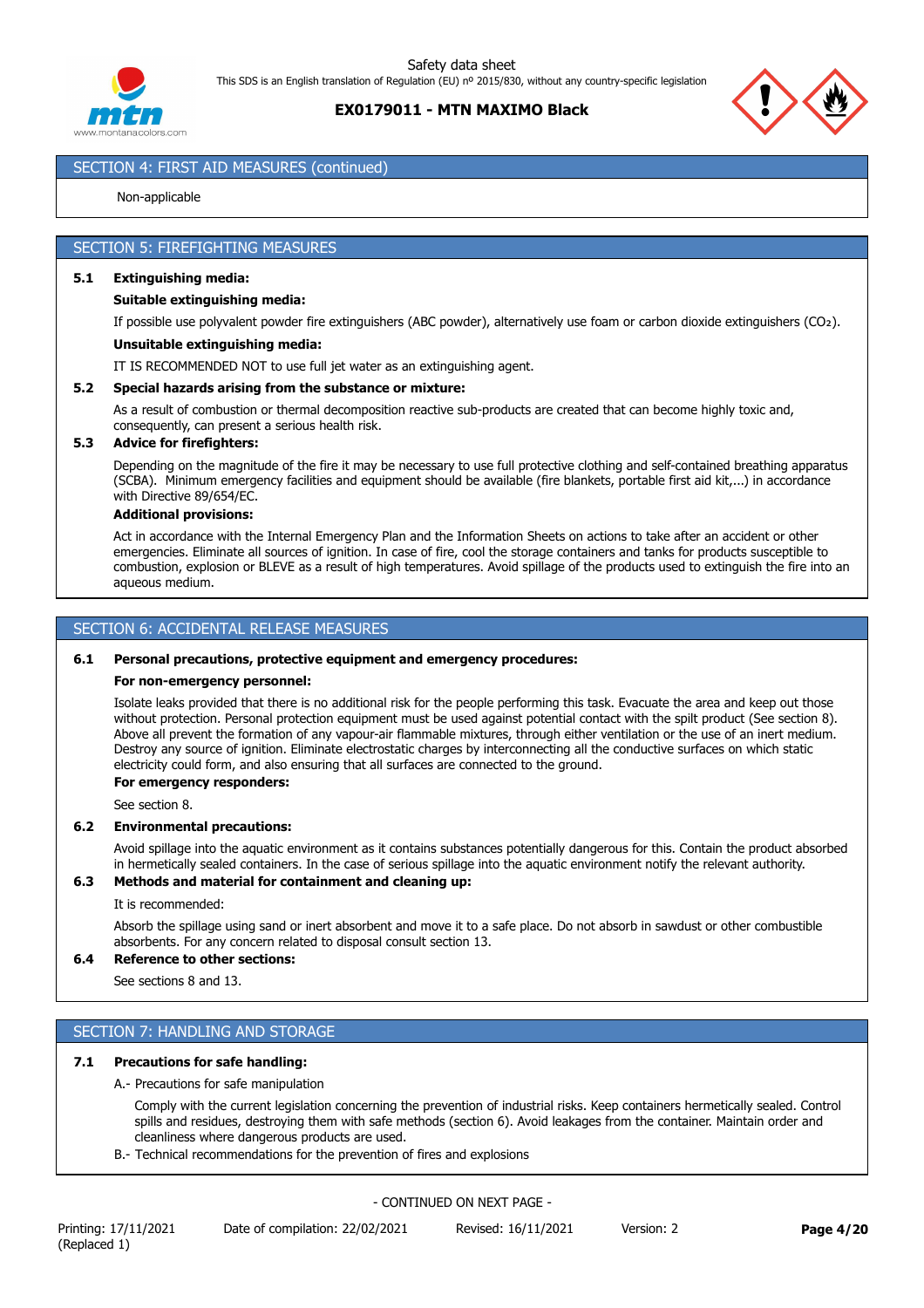## SECTION 4: FIRST AID MEASURES (continued)

Non-applicable

## SECTION 5: FIREFIGHTING MEASURES

**5.1 Extinguishing media:**

**Suitable extinguishing media:**

If possible use polyvalent powder fire extinguishers (ABC powder), alternatively use foam or carbon dioxide extinguishers ($CO_2$).

**Unsuitable extinguishing media:**

IT IS RECOMMENDED NOT to use full jet water as an extinguishing agent.

**5.2 Special hazards arising from the substance or mixture:**

As a result of combustion or thermal decomposition reactive sub-products are created that can become highly toxic and, consequently, can present a serious health risk.

**5.3 Advice for firefighters:**

Depending on the magnitude of the fire it may be necessary to use full protective clothing and self-contained breathing apparatus (SCBA). Minimum emergency facilities and equipment should be available (fire blankets, portable first aid kit,...) in accordance with Directive 89/654/EC.

**Additional provisions:**

Act in accordance with the Internal Emergency Plan and the Information Sheets on actions to take after an accident or other emergencies. Eliminate all sources of ignition. In case of fire, cool the storage containers and tanks for products susceptible to combustion, explosion or BLEVE as a result of high temperatures. Avoid spillage of the products used to extinguish the fire into an aqueous medium.

## SECTION 6: ACCIDENTAL RELEASE MEASURES

**6.1 Personal precautions, protective equipment and emergency procedures:**

**For non-emergency personnel:**

Isolate leaks provided that there is no additional risk for the people performing this task. Evacuate the area and keep out those without protection. Personal protection equipment must be used against potential contact with the spilt product (See section 8). Above all prevent the formation of any vapour-air flammable mixtures, through either ventilation or the use of an inert medium. Destroy any source of ignition. Eliminate electrostatic charges by interconnecting all the conductive surfaces on which static electricity could form, and also ensuring that all surfaces are connected to the ground.

**For emergency responders:**

See section 8.

**6.2 Environmental precautions:**

Avoid spillage into the aquatic environment as it contains substances potentially dangerous for this. Contain the product absorbed in hermetically sealed containers. In the case of serious spillage into the aquatic environment notify the relevant authority.

**6.3 Methods and material for containment and cleaning up:**

It is recommended:

Absorb the spillage using sand or inert absorbent and move it to a safe place. Do not absorb in sawdust or other combustible absorbents. For any concern related to disposal consult section 13.

**6.4 Reference to other sections:**

See sections 8 and 13.

## SECTION 7: HANDLING AND STORAGE

**7.1 Precautions for safe handling:**

A.- Precautions for safe manipulation

Comply with the current legislation concerning the prevention of industrial risks. Keep containers hermetically sealed. Control spills and residues, destroying them with safe methods (section 6). Avoid leakages from the container. Maintain order and cleanliness where dangerous products are used.

B.- Technical recommendations for the prevention of fires and explosions

- CONTINUED ON NEXT PAGE -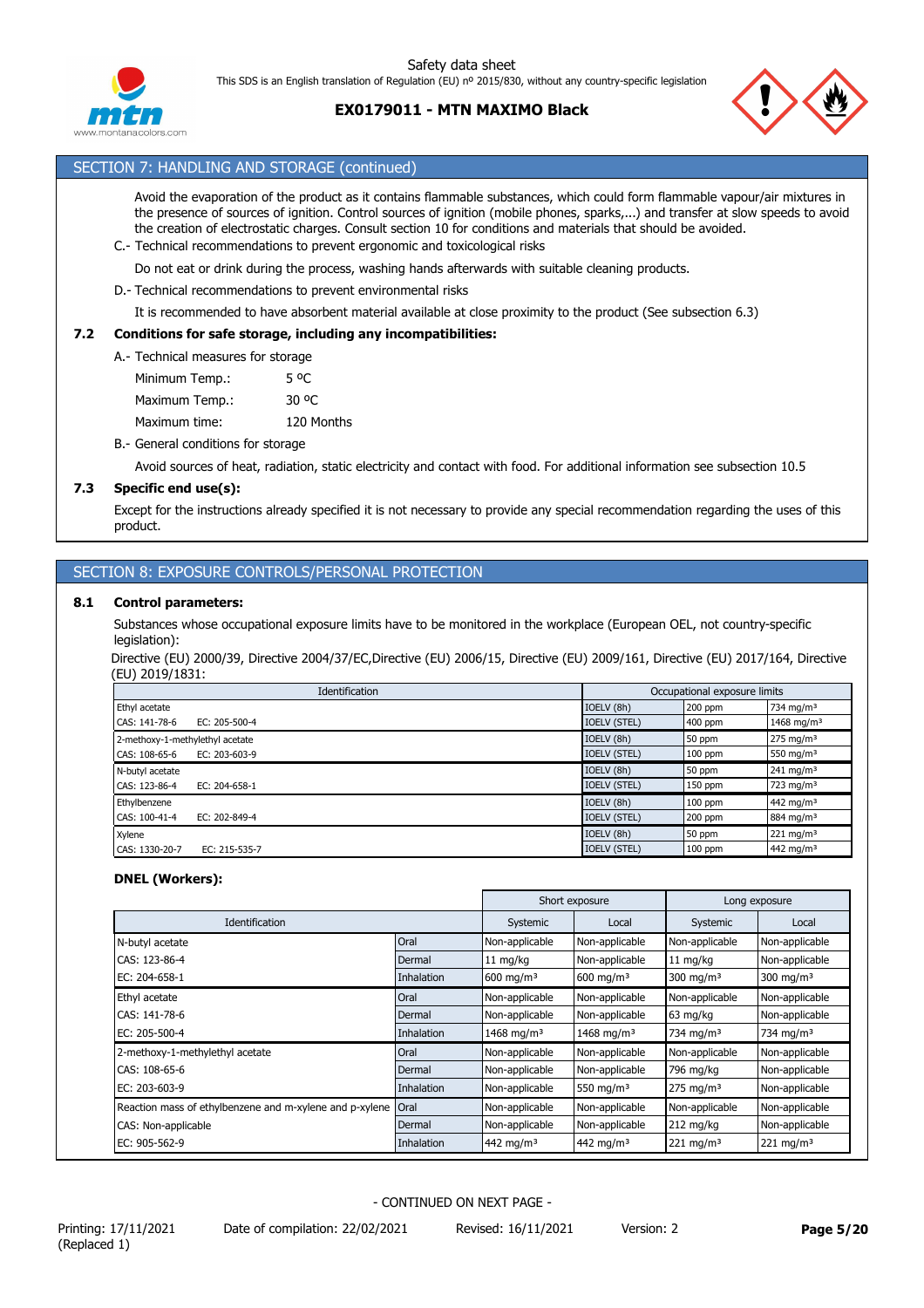## SECTION 7: HANDLING AND STORAGE (continued)

Avoid the evaporation of the product as it contains flammable substances, which could form flammable vapour/air mixtures in the presence of sources of ignition. Control sources of ignition (mobile phones, sparks,...) and transfer at slow speeds to avoid the creation of electrostatic charges. Consult section 10 for conditions and materials that should be avoided.

C.- Technical recommendations to prevent ergonomic and toxicological risks

Do not eat or drink during the process, washing hands afterwards with suitable cleaning products.

D.- Technical recommendations to prevent environmental risks

It is recommended to have absorbent material available at close proximity to the product (See subsection 6.3)

### 7.2 Conditions for safe storage, including any incompatibilities:

A.- Technical measures for storage

| | |
|---|---|
| Minimum Temp.: | 5 ºC |
| Maximum Temp.: | 30 ºC |
| Maximum time: | 120 Months |

B.- General conditions for storage

Avoid sources of heat, radiation, static electricity and contact with food. For additional information see subsection 10.5

### 7.3 Specific end use(s):

Except for the instructions already specified it is not necessary to provide any special recommendation regarding the uses of this product.

## SECTION 8: EXPOSURE CONTROLS/PERSONAL PROTECTION

### 8.1 Control parameters:

Substances whose occupational exposure limits have to be monitored in the workplace (European OEL, not country-specific legislation):

Directive (EU) 2000/39, Directive 2004/37/EC,Directive (EU) 2006/15, Directive (EU) 2009/161, Directive (EU) 2017/164, Directive (EU) 2019/1831:

| Identification | | Occupational exposure limits | | |
|---|---|---|---|---|
| Ethyl acetate | | IOELV (8h) | 200 ppm | 734 mg/m³ |
| CAS: 141-78-6 | EC: 205-500-4 | IOELV (STEL) | 400 ppm | 1468 mg/m³ |
| 2-methoxy-1-methylethyl acetate | | IOELV (8h) | 50 ppm | 275 mg/m³ |
| CAS: 108-65-6 | EC: 203-603-9 | IOELV (STEL) | 100 ppm | 550 mg/m³ |
| N-butyl acetate | | IOELV (8h) | 50 ppm | 241 mg/m³ |
| CAS: 123-86-4 | EC: 204-658-1 | IOELV (STEL) | 150 ppm | 723 mg/m³ |
| Ethylbenzene | | IOELV (8h) | 100 ppm | 442 mg/m³ |
| CAS: 100-41-4 | EC: 202-849-4 | IOELV (STEL) | 200 ppm | 884 mg/m³ |
| Xylene | | IOELV (8h) | 50 ppm | 221 mg/m³ |
| CAS: 1330-20-7 | EC: 215-535-7 | IOELV (STEL) | 100 ppm | 442 mg/m³ |

#### DNEL (Workers):

| | | Short exposure | | Long exposure | |
|---|---|---|---|---|---|
| Identification | | Systemic | Local | Systemic | Local |
| N-butyl acetate | Oral | Non-applicable | Non-applicable | Non-applicable | Non-applicable |
| CAS: 123-86-4 | Dermal | 11 mg/kg | Non-applicable | 11 mg/kg | Non-applicable |
| EC: 204-658-1 | Inhalation | 600 mg/m³ | 600 mg/m³ | 300 mg/m³ | 300 mg/m³ |
| Ethyl acetate | Oral | Non-applicable | Non-applicable | Non-applicable | Non-applicable |
| CAS: 141-78-6 | Dermal | Non-applicable | Non-applicable | 63 mg/kg | Non-applicable |
| EC: 205-500-4 | Inhalation | 1468 mg/m³ | 1468 mg/m³ | 734 mg/m³ | 734 mg/m³ |
| 2-methoxy-1-methylethyl acetate | Oral | Non-applicable | Non-applicable | Non-applicable | Non-applicable |
| CAS: 108-65-6 | Dermal | Non-applicable | Non-applicable | 796 mg/kg | Non-applicable |
| EC: 203-603-9 | Inhalation | Non-applicable | 550 mg/m³ | 275 mg/m³ | Non-applicable |
| Reaction mass of ethylbenzene and m-xylene and p-xylene | Oral | Non-applicable | Non-applicable | Non-applicable | Non-applicable |
| CAS: Non-applicable | Dermal | Non-applicable | Non-applicable | 212 mg/kg | Non-applicable |
| EC: 905-562-9 | Inhalation | 442 mg/m³ | 442 mg/m³ | 221 mg/m³ | 221 mg/m³ |

- CONTINUED ON NEXT PAGE -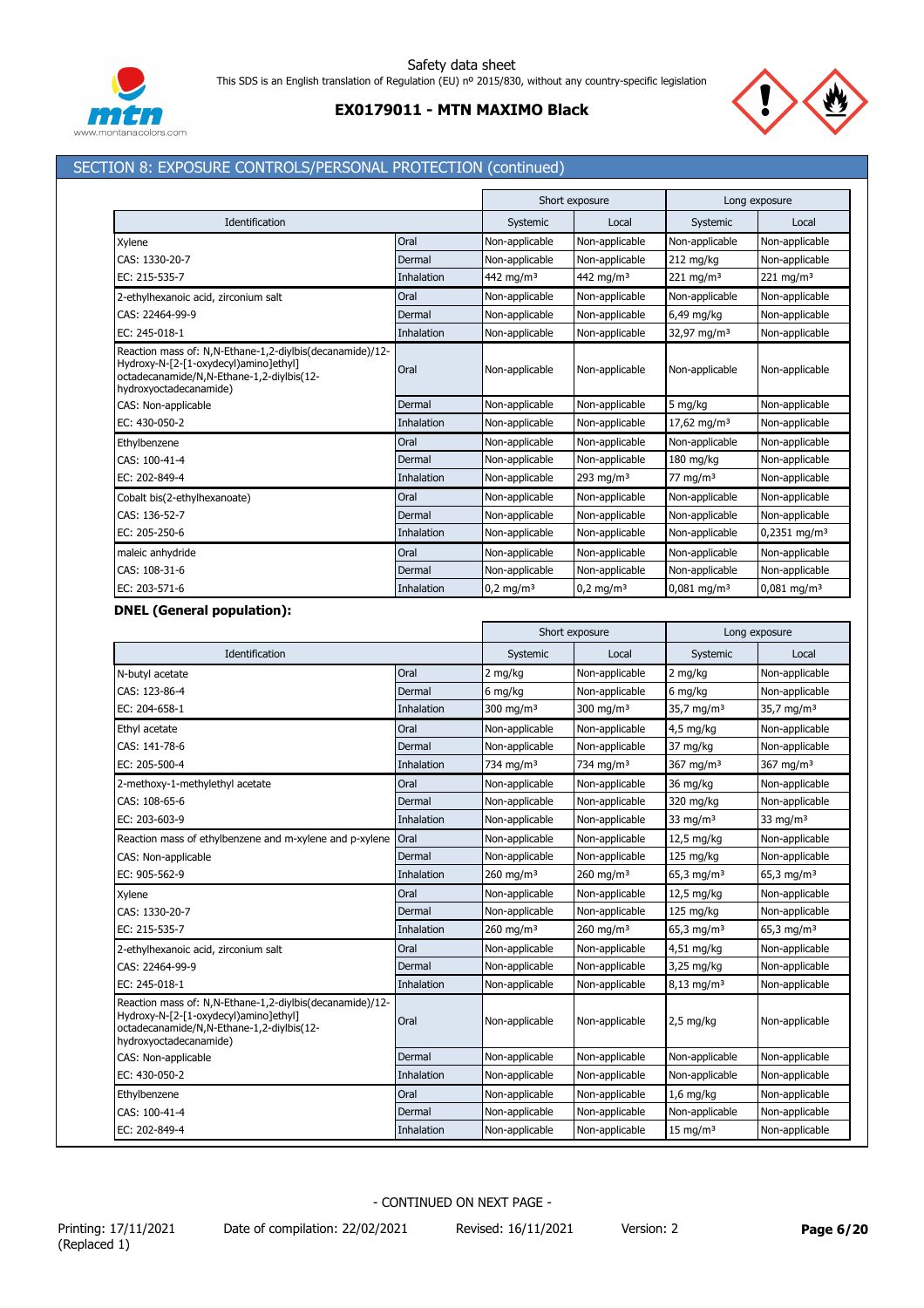## SECTION 8: EXPOSURE CONTROLS/PERSONAL PROTECTION (continued)

| Identification | | Short exposure | | Long exposure | |
|---|---|---|---|---|---|
| | | Systemic | Local | Systemic | Local |
| Xylene | Oral | Non-applicable | Non-applicable | Non-applicable | Non-applicable |
| CAS: 1330-20-7 | Dermal | Non-applicable | Non-applicable | 212 mg/kg | Non-applicable |
| EC: 215-535-7 | Inhalation | 442 mg/m³ | 442 mg/m³ | 221 mg/m³ | 221 mg/m³ |
| 2-ethylhexanoic acid, zirconium salt | Oral | Non-applicable | Non-applicable | Non-applicable | Non-applicable |
| CAS: 22464-99-9 | Dermal | Non-applicable | Non-applicable | 6,49 mg/kg | Non-applicable |
| EC: 245-018-1 | Inhalation | Non-applicable | Non-applicable | 32,97 mg/m³ | Non-applicable |
| Reaction mass of: N,N-Ethane-1,2-diylbis(decanamide)/12-Hydroxy-N-[2-[1-oxydecyl)amino]ethyl] octadecanamide/N,N-Ethane-1,2-diylbis(12-hydroxyoctadecanamide) | Oral | Non-applicable | Non-applicable | Non-applicable | Non-applicable |
| CAS: Non-applicable | Dermal | Non-applicable | Non-applicable | 5 mg/kg | Non-applicable |
| EC: 430-050-2 | Inhalation | Non-applicable | Non-applicable | 17,62 mg/m³ | Non-applicable |
| Ethylbenzene | Oral | Non-applicable | Non-applicable | Non-applicable | Non-applicable |
| CAS: 100-41-4 | Dermal | Non-applicable | Non-applicable | 180 mg/kg | Non-applicable |
| EC: 202-849-4 | Inhalation | Non-applicable | 293 mg/m³ | 77 mg/m³ | Non-applicable |
| Cobalt bis(2-ethylhexanoate) | Oral | Non-applicable | Non-applicable | Non-applicable | Non-applicable |
| CAS: 136-52-7 | Dermal | Non-applicable | Non-applicable | Non-applicable | Non-applicable |
| EC: 205-250-6 | Inhalation | Non-applicable | Non-applicable | Non-applicable | 0,2351 mg/m³ |
| maleic anhydride | Oral | Non-applicable | Non-applicable | Non-applicable | Non-applicable |
| CAS: 108-31-6 | Dermal | Non-applicable | Non-applicable | Non-applicable | Non-applicable |
| EC: 203-571-6 | Inhalation | 0,2 mg/m³ | 0,2 mg/m³ | 0,081 mg/m³ | 0,081 mg/m³ |

**DNEL (General population):**

| Identification | | Short exposure | | Long exposure | |
|---|---|---|---|---|---|
| | | Systemic | Local | Systemic | Local |
| N-butyl acetate | Oral | 2 mg/kg | Non-applicable | 2 mg/kg | Non-applicable |
| CAS: 123-86-4 | Dermal | 6 mg/kg | Non-applicable | 6 mg/kg | Non-applicable |
| EC: 204-658-1 | Inhalation | 300 mg/m³ | 300 mg/m³ | 35,7 mg/m³ | 35,7 mg/m³ |
| Ethyl acetate | Oral | Non-applicable | Non-applicable | 4,5 mg/kg | Non-applicable |
| CAS: 141-78-6 | Dermal | Non-applicable | Non-applicable | 37 mg/kg | Non-applicable |
| EC: 205-500-4 | Inhalation | 734 mg/m³ | 734 mg/m³ | 367 mg/m³ | 367 mg/m³ |
| 2-methoxy-1-methylethyl acetate | Oral | Non-applicable | Non-applicable | 36 mg/kg | Non-applicable |
| CAS: 108-65-6 | Dermal | Non-applicable | Non-applicable | 320 mg/kg | Non-applicable |
| EC: 203-603-9 | Inhalation | Non-applicable | Non-applicable | 33 mg/m³ | 33 mg/m³ |
| Reaction mass of ethylbenzene and m-xylene and p-xylene | Oral | Non-applicable | Non-applicable | 12,5 mg/kg | Non-applicable |
| CAS: Non-applicable | Dermal | Non-applicable | Non-applicable | 125 mg/kg | Non-applicable |
| EC: 905-562-9 | Inhalation | 260 mg/m³ | 260 mg/m³ | 65,3 mg/m³ | 65,3 mg/m³ |
| Xylene | Oral | Non-applicable | Non-applicable | 12,5 mg/kg | Non-applicable |
| CAS: 1330-20-7 | Dermal | Non-applicable | Non-applicable | 125 mg/kg | Non-applicable |
| EC: 215-535-7 | Inhalation | 260 mg/m³ | 260 mg/m³ | 65,3 mg/m³ | 65,3 mg/m³ |
| 2-ethylhexanoic acid, zirconium salt | Oral | Non-applicable | Non-applicable | 4,51 mg/kg | Non-applicable |
| CAS: 22464-99-9 | Dermal | Non-applicable | Non-applicable | 3,25 mg/kg | Non-applicable |
| EC: 245-018-1 | Inhalation | Non-applicable | Non-applicable | 8,13 mg/m³ | Non-applicable |
| Reaction mass of: N,N-Ethane-1,2-diylbis(decanamide)/12-Hydroxy-N-[2-[1-oxydecyl)amino]ethyl] octadecanamide/N,N-Ethane-1,2-diylbis(12-hydroxyoctadecanamide) | Oral | Non-applicable | Non-applicable | 2,5 mg/kg | Non-applicable |
| CAS: Non-applicable | Dermal | Non-applicable | Non-applicable | Non-applicable | Non-applicable |
| EC: 430-050-2 | Inhalation | Non-applicable | Non-applicable | Non-applicable | Non-applicable |
| Ethylbenzene | Oral | Non-applicable | Non-applicable | 1,6 mg/kg | Non-applicable |
| CAS: 100-41-4 | Dermal | Non-applicable | Non-applicable | Non-applicable | Non-applicable |
| EC: 202-849-4 | Inhalation | Non-applicable | Non-applicable | 15 mg/m³ | Non-applicable |

- CONTINUED ON NEXT PAGE -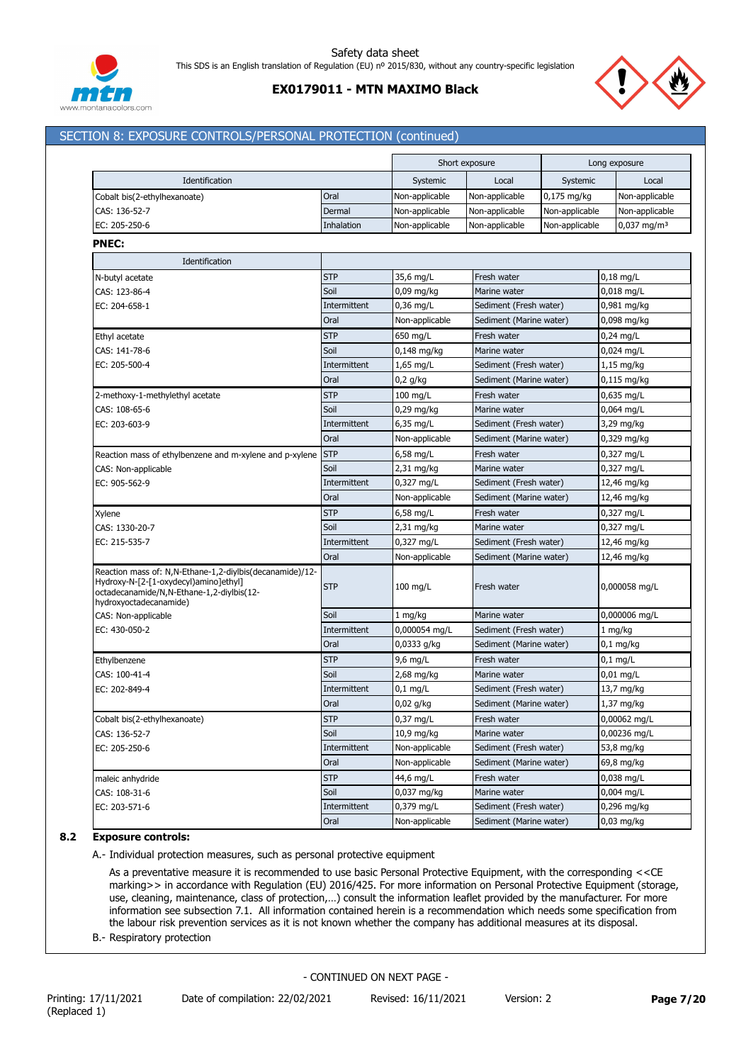## SECTION 8: EXPOSURE CONTROLS/PERSONAL PROTECTION (continued)

| Identification | | Short exposure | | Long exposure | |
|---|---|---|---|---|---|
| | | Systemic | Local | Systemic | Local |
| Cobalt bis(2-ethylhexanoate) | Oral | Non-applicable | Non-applicable | 0,175 mg/kg | Non-applicable |
| CAS: 136-52-7 | Dermal | Non-applicable | Non-applicable | Non-applicable | Non-applicable |
| EC: 205-250-6 | Inhalation | Non-applicable | Non-applicable | Non-applicable | 0,037 mg/m³ |

**PNEC:**

| Identification | | | | |
|---|---|---|---|---|
| N-butyl acetate | STP | 35,6 mg/L | Fresh water | 0,18 mg/L |
| CAS: 123-86-4 | Soil | 0,09 mg/kg | Marine water | 0,018 mg/L |
| EC: 204-658-1 | Intermittent | 0,36 mg/L | Sediment (Fresh water) | 0,981 mg/kg |
| | Oral | Non-applicable | Sediment (Marine water) | 0,098 mg/kg |
| Ethyl acetate | STP | 650 mg/L | Fresh water | 0,24 mg/L |
| CAS: 141-78-6 | Soil | 0,148 mg/kg | Marine water | 0,024 mg/L |
| EC: 205-500-4 | Intermittent | 1,65 mg/L | Sediment (Fresh water) | 1,15 mg/kg |
| | Oral | 0,2 g/kg | Sediment (Marine water) | 0,115 mg/kg |
| 2-methoxy-1-methylethyl acetate | STP | 100 mg/L | Fresh water | 0,635 mg/L |
| CAS: 108-65-6 | Soil | 0,29 mg/kg | Marine water | 0,064 mg/L |
| EC: 203-603-9 | Intermittent | 6,35 mg/L | Sediment (Fresh water) | 3,29 mg/kg |
| | Oral | Non-applicable | Sediment (Marine water) | 0,329 mg/kg |
| Reaction mass of ethylbenzene and m-xylene and p-xylene | STP | 6,58 mg/L | Fresh water | 0,327 mg/L |
| CAS: Non-applicable | Soil | 2,31 mg/kg | Marine water | 0,327 mg/L |
| EC: 905-562-9 | Intermittent | 0,327 mg/L | Sediment (Fresh water) | 12,46 mg/kg |
| | Oral | Non-applicable | Sediment (Marine water) | 12,46 mg/kg |
| Xylene | STP | 6,58 mg/L | Fresh water | 0,327 mg/L |
| CAS: 1330-20-7 | Soil | 2,31 mg/kg | Marine water | 0,327 mg/L |
| EC: 215-535-7 | Intermittent | 0,327 mg/L | Sediment (Fresh water) | 12,46 mg/kg |
| | Oral | Non-applicable | Sediment (Marine water) | 12,46 mg/kg |
| Reaction mass of: N,N-Ethane-1,2-diylbis(decanamide)/12-Hydroxy-N-[2-[1-oxydecyl)amino]ethyl] octadecanamide/N,N-Ethane-1,2-diylbis(12-hydroxyoctadecanamide) | STP | 100 mg/L | Fresh water | 0,000058 mg/L |
| CAS: Non-applicable | Soil | 1 mg/kg | Marine water | 0,000006 mg/L |
| EC: 430-050-2 | Intermittent | 0,000054 mg/L | Sediment (Fresh water) | 1 mg/kg |
| | Oral | 0,0333 g/kg | Sediment (Marine water) | 0,1 mg/kg |
| Ethylbenzene | STP | 9,6 mg/L | Fresh water | 0,1 mg/L |
| CAS: 100-41-4 | Soil | 2,68 mg/kg | Marine water | 0,01 mg/L |
| EC: 202-849-4 | Intermittent | 0,1 mg/L | Sediment (Fresh water) | 13,7 mg/kg |
| | Oral | 0,02 g/kg | Sediment (Marine water) | 1,37 mg/kg |
| Cobalt bis(2-ethylhexanoate) | STP | 0,37 mg/L | Fresh water | 0,00062 mg/L |
| CAS: 136-52-7 | Soil | 10,9 mg/kg | Marine water | 0,00236 mg/L |
| EC: 205-250-6 | Intermittent | Non-applicable | Sediment (Fresh water) | 53,8 mg/kg |
| | Oral | Non-applicable | Sediment (Marine water) | 69,8 mg/kg |
| maleic anhydride | STP | 44,6 mg/L | Fresh water | 0,038 mg/L |
| CAS: 108-31-6 | Soil | 0,037 mg/kg | Marine water | 0,004 mg/L |
| EC: 203-571-6 | Intermittent | 0,379 mg/L | Sediment (Fresh water) | 0,296 mg/kg |
| | Oral | Non-applicable | Sediment (Marine water) | 0,03 mg/kg |

### 8.2 Exposure controls:

A.- Individual protection measures, such as personal protective equipment

As a preventative measure it is recommended to use basic Personal Protective Equipment, with the corresponding <<CE marking>> in accordance with Regulation (EU) 2016/425. For more information on Personal Protective Equipment (storage, use, cleaning, maintenance, class of protection,…) consult the information leaflet provided by the manufacturer. For more information see subsection 7.1. All information contained herein is a recommendation which needs some specification from the labour risk prevention services as it is not known whether the company has additional measures at its disposal.

B.- Respiratory protection

- CONTINUED ON NEXT PAGE -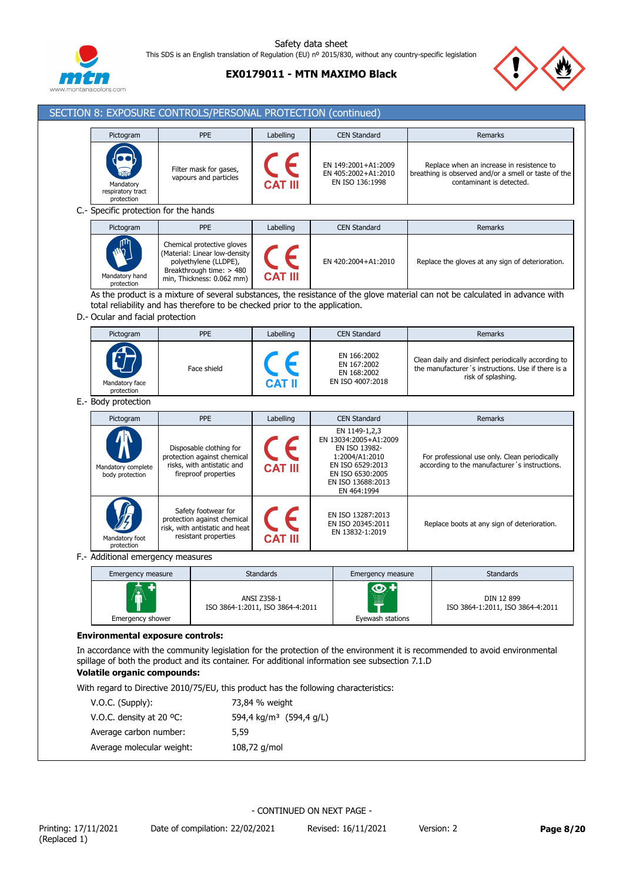## SECTION 8: EXPOSURE CONTROLS/PERSONAL PROTECTION (continued)

| Pictogram | PPE | Labelling | CEN Standard | Remarks |
|---|---|---|---|---|
| Mandatory respiratory tract protection | Filter mask for gases, vapours and particles | CE CAT III | EN 149:2001+A1:2009<br>EN 405:2002+A1:2010<br>EN ISO 136:1998 | Replace when an increase in resistence to breathing is observed and/or a smell or taste of the contaminant is detected. |

C.- Specific protection for the hands

| Pictogram | PPE | Labelling | CEN Standard | Remarks |
|---|---|---|---|---|
| Mandatory hand protection | Chemical protective gloves (Material: Linear low-density polyethylene (LLDPE), Breakthrough time: > 480 min, Thickness: 0.062 mm) | CE CAT III | EN 420:2004+A1:2010 | Replace the gloves at any sign of deterioration. |

As the product is a mixture of several substances, the resistance of the glove material can not be calculated in advance with total reliability and has therefore to be checked prior to the application.

D.- Ocular and facial protection

| Pictogram | PPE | Labelling | CEN Standard | Remarks |
|---|---|---|---|---|
| Mandatory face protection | Face shield | CE CAT II | EN 166:2002<br>EN 167:2002<br>EN 168:2002<br>EN ISO 4007:2018 | Clean daily and disinfect periodically according to the manufacturer´s instructions. Use if there is a risk of splashing. |

E.- Body protection

| Pictogram | PPE | Labelling | CEN Standard | Remarks |
|---|---|---|---|---|
| Mandatory complete body protection | Disposable clothing for protection against chemical risks, with antistatic and fireproof properties | CE CAT III | EN 1149-1,2,3<br>EN 13034:2005+A1:2009<br>EN ISO 13982-1:2004/A1:2010<br>EN ISO 6529:2013<br>EN ISO 6530:2005<br>EN ISO 13688:2013<br>EN 464:1994 | For professional use only. Clean periodically according to the manufacturer´s instructions. |
| Mandatory foot protection | Safety footwear for protection against chemical risk, with antistatic and heat resistant properties | CE CAT III | EN ISO 13287:2013<br>EN ISO 20345:2011<br>EN 13832-1:2019 | Replace boots at any sign of deterioration. |

F.- Additional emergency measures

| Emergency measure | Standards | Emergency measure | Standards |
|---|---|---|---|
| Emergency shower | ANSI Z358-1<br>ISO 3864-1:2011, ISO 3864-4:2011 | Eyewash stations | DIN 12 899<br>ISO 3864-1:2011, ISO 3864-4:2011 |

**Environmental exposure controls:**

In accordance with the community legislation for the protection of the environment it is recommended to avoid environmental spillage of both the product and its container. For additional information see subsection 7.1.D

**Volatile organic compounds:**

With regard to Directive 2010/75/EU, this product has the following characteristics:

| | |
|---|---|
| V.O.C. (Supply): | 73,84 % weight |
| V.O.C. density at 20 ºC: | 594,4 kg/m³ (594,4 g/L) |
| Average carbon number: | 5,59 |
| Average molecular weight: | 108,72 g/mol |

- CONTINUED ON NEXT PAGE -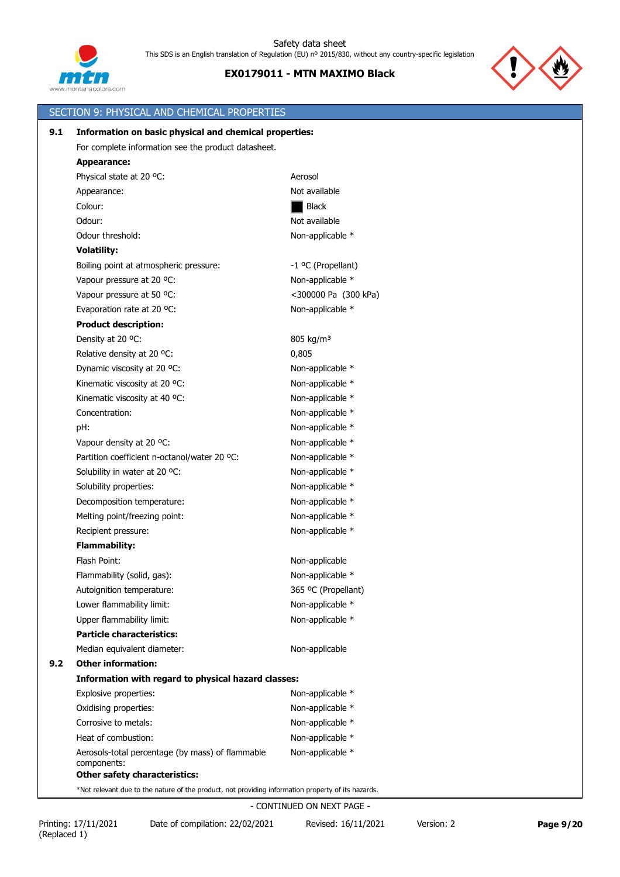## SECTION 9: PHYSICAL AND CHEMICAL PROPERTIES

**9.1 Information on basic physical and chemical properties:**

For complete information see the product datasheet.

**Appearance:**

| | |
|---|---|
| Physical state at 20 ºC: | Aerosol |
| Appearance: | Not available |
| Colour: | Black |
| Odour: | Not available |
| Odour threshold: | Non-applicable * |

**Volatility:**

| | |
|---|---|
| Boiling point at atmospheric pressure: | -1 ºC (Propellant) |
| Vapour pressure at 20 ºC: | Non-applicable * |
| Vapour pressure at 50 ºC: | <300000 Pa (300 kPa) |
| Evaporation rate at 20 ºC: | Non-applicable * |

**Product description:**

| | |
|---|---|
| Density at 20 ºC: | 805 kg/m³ |
| Relative density at 20 ºC: | 0,805 |
| Dynamic viscosity at 20 ºC: | Non-applicable * |
| Kinematic viscosity at 20 ºC: | Non-applicable * |
| Kinematic viscosity at 40 ºC: | Non-applicable * |
| Concentration: | Non-applicable * |
| pH: | Non-applicable * |
| Vapour density at 20 ºC: | Non-applicable * |
| Partition coefficient n-octanol/water 20 ºC: | Non-applicable * |
| Solubility in water at 20 ºC: | Non-applicable * |
| Solubility properties: | Non-applicable * |
| Decomposition temperature: | Non-applicable * |
| Melting point/freezing point: | Non-applicable * |
| Recipient pressure: | Non-applicable * |

**Flammability:**

| | |
|---|---|
| Flash Point: | Non-applicable |
| Flammability (solid, gas): | Non-applicable * |
| Autoignition temperature: | 365 ºC (Propellant) |
| Lower flammability limit: | Non-applicable * |
| Upper flammability limit: | Non-applicable * |

**Particle characteristics:**

| | |
|---|---|
| Median equivalent diameter: | Non-applicable |

**9.2 Other information:**

**Information with regard to physical hazard classes:**

| | |
|---|---|
| Explosive properties: | Non-applicable * |
| Oxidising properties: | Non-applicable * |
| Corrosive to metals: | Non-applicable * |
| Heat of combustion: | Non-applicable * |
| Aerosols-total percentage (by mass) of flammable components: | Non-applicable * |

**Other safety characteristics:**

*Not relevant due to the nature of the product, not providing information property of its hazards.

- CONTINUED ON NEXT PAGE -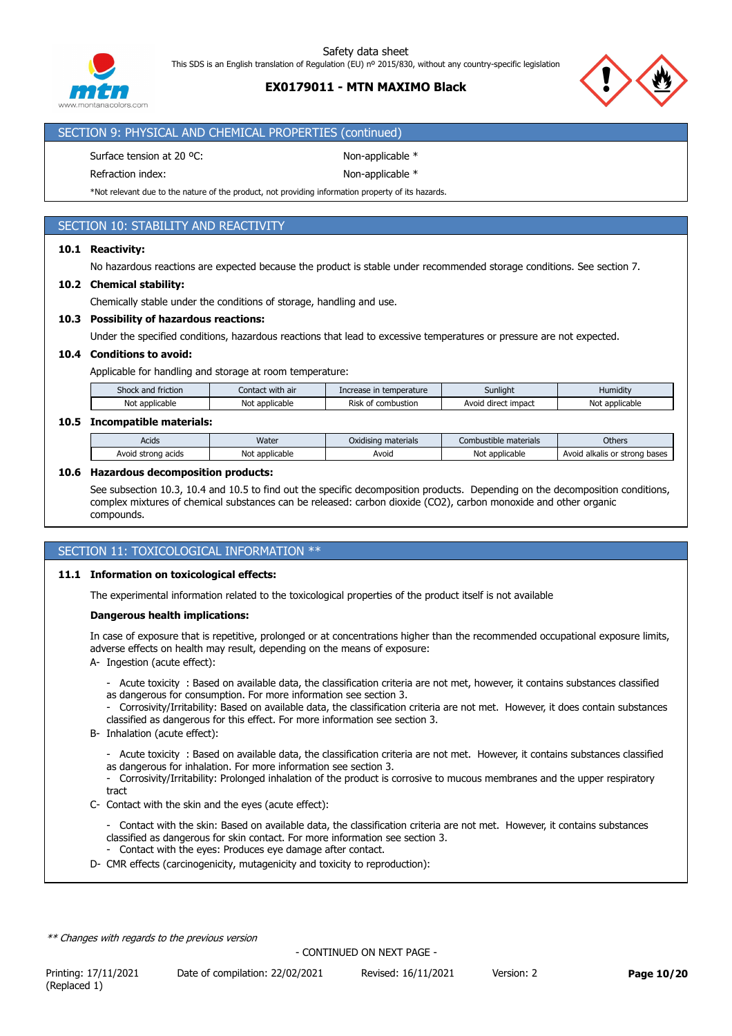## SECTION 9: PHYSICAL AND CHEMICAL PROPERTIES (continued)

Surface tension at 20 ºC: Non-applicable *

Refraction index: Non-applicable *

*Not relevant due to the nature of the product, not providing information property of its hazards.

## SECTION 10: STABILITY AND REACTIVITY

**10.1 Reactivity:**

No hazardous reactions are expected because the product is stable under recommended storage conditions. See section 7.

**10.2 Chemical stability:**

Chemically stable under the conditions of storage, handling and use.

**10.3 Possibility of hazardous reactions:**

Under the specified conditions, hazardous reactions that lead to excessive temperatures or pressure are not expected.

**10.4 Conditions to avoid:**

Applicable for handling and storage at room temperature:

| Shock and friction | Contact with air | Increase in temperature | Sunlight | Humidity |
|---|---|---|---|---|
| Not applicable | Not applicable | Risk of combustion | Avoid direct impact | Not applicable |

**10.5 Incompatible materials:**

| Acids | Water | Oxidising materials | Combustible materials | Others |
|---|---|---|---|---|
| Avoid strong acids | Not applicable | Avoid | Not applicable | Avoid alkalis or strong bases |

**10.6 Hazardous decomposition products:**

See subsection 10.3, 10.4 and 10.5 to find out the specific decomposition products. Depending on the decomposition conditions, complex mixtures of chemical substances can be released: carbon dioxide ($CO_2$), carbon monoxide and other organic compounds.

## SECTION 11: TOXICOLOGICAL INFORMATION **

**11.1 Information on toxicological effects:**

The experimental information related to the toxicological properties of the product itself is not available

**Dangerous health implications:**

In case of exposure that is repetitive, prolonged or at concentrations higher than the recommended occupational exposure limits, adverse effects on health may result, depending on the means of exposure:

A- Ingestion (acute effect):

- Acute toxicity : Based on available data, the classification criteria are not met, however, it contains substances classified as dangerous for consumption. For more information see section 3.
- Corrosivity/Irritability: Based on available data, the classification criteria are not met. However, it does contain substances classified as dangerous for this effect. For more information see section 3.

B- Inhalation (acute effect):

- Acute toxicity : Based on available data, the classification criteria are not met. However, it contains substances classified as dangerous for inhalation. For more information see section 3.
- Corrosivity/Irritability: Prolonged inhalation of the product is corrosive to mucous membranes and the upper respiratory tract

C- Contact with the skin and the eyes (acute effect):

- Contact with the skin: Based on available data, the classification criteria are not met. However, it contains substances classified as dangerous for skin contact. For more information see section 3.
- Contact with the eyes: Produces eye damage after contact.

D- CMR effects (carcinogenicity, mutagenicity and toxicity to reproduction):

*** Changes with regards to the previous version*

- CONTINUED ON NEXT PAGE -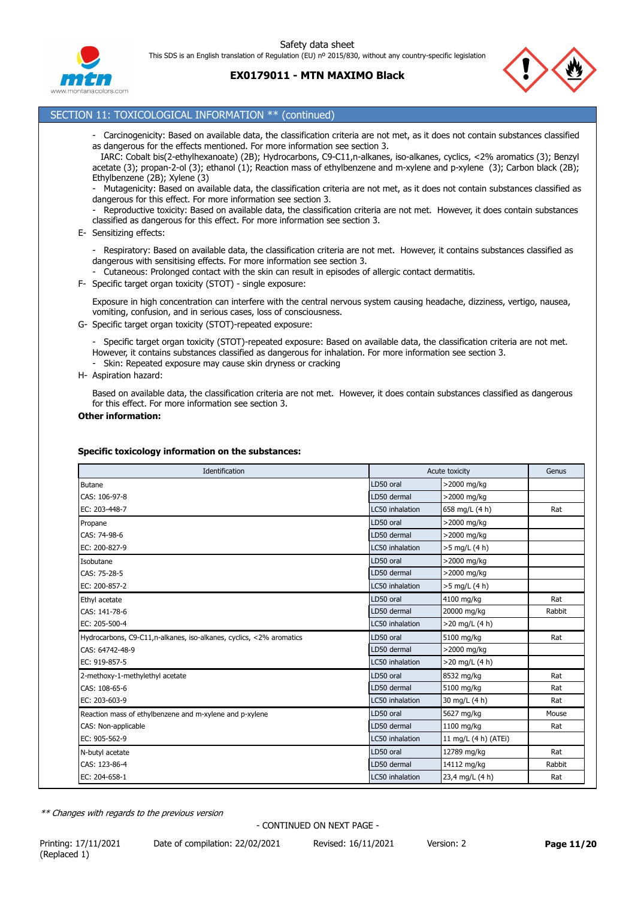## SECTION 11: TOXICOLOGICAL INFORMATION ** (continued)

- Carcinogenicity: Based on available data, the classification criteria are not met, as it does not contain substances classified as dangerous for the effects mentioned. For more information see section 3.
  IARC: Cobalt bis(2-ethylhexanoate) (2B); Hydrocarbons, C9-C11,n-alkanes, iso-alkanes, cyclics, <2% aromatics (3); Benzyl acetate (3); propan-2-ol (3); ethanol (1); Reaction mass of ethylbenzene and m-xylene and p-xylene (3); Carbon black (2B); Ethylbenzene (2B); Xylene (3)
- Mutagenicity: Based on available data, the classification criteria are not met, as it does not contain substances classified as dangerous for this effect. For more information see section 3.
- Reproductive toxicity: Based on available data, the classification criteria are not met. However, it does contain substances classified as dangerous for this effect. For more information see section 3.

E- Sensitizing effects:

- Respiratory: Based on available data, the classification criteria are not met. However, it contains substances classified as dangerous with sensitising effects. For more information see section 3.
- Cutaneous: Prolonged contact with the skin can result in episodes of allergic contact dermatitis.

F- Specific target organ toxicity (STOT) - single exposure:

Exposure in high concentration can interfere with the central nervous system causing headache, dizziness, vertigo, nausea, vomiting, confusion, and in serious cases, loss of consciousness.

G- Specific target organ toxicity (STOT)-repeated exposure:

- Specific target organ toxicity (STOT)-repeated exposure: Based on available data, the classification criteria are not met. However, it contains substances classified as dangerous for inhalation. For more information see section 3.
- Skin: Repeated exposure may cause skin dryness or cracking

H- Aspiration hazard:

Based on available data, the classification criteria are not met. However, it does contain substances classified as dangerous for this effect. For more information see section 3.

**Other information:**

**Specific toxicology information on the substances:**

| Identification | Acute toxicity | | Genus |
|---|---|---|---|
| Butane | LD50 oral | >2000 mg/kg | |
| CAS: 106-97-8 | LD50 dermal | >2000 mg/kg | |
| EC: 203-448-7 | LC50 inhalation | 658 mg/L (4 h) | Rat |
| Propane | LD50 oral | >2000 mg/kg | |
| CAS: 74-98-6 | LD50 dermal | >2000 mg/kg | |
| EC: 200-827-9 | LC50 inhalation | >5 mg/L (4 h) | |
| Isobutane | LD50 oral | >2000 mg/kg | |
| CAS: 75-28-5 | LD50 dermal | >2000 mg/kg | |
| EC: 200-857-2 | LC50 inhalation | >5 mg/L (4 h) | |
| Ethyl acetate | LD50 oral | 4100 mg/kg | Rat |
| CAS: 141-78-6 | LD50 dermal | 20000 mg/kg | Rabbit |
| EC: 205-500-4 | LC50 inhalation | >20 mg/L (4 h) | |
| Hydrocarbons, C9-C11,n-alkanes, iso-alkanes, cyclics, <2% aromatics | LD50 oral | 5100 mg/kg | Rat |
| CAS: 64742-48-9 | LD50 dermal | >2000 mg/kg | |
| EC: 919-857-5 | LC50 inhalation | >20 mg/L (4 h) | |
| 2-methoxy-1-methylethyl acetate | LD50 oral | 8532 mg/kg | Rat |
| CAS: 108-65-6 | LD50 dermal | 5100 mg/kg | Rat |
| EC: 203-603-9 | LC50 inhalation | 30 mg/L (4 h) | Rat |
| Reaction mass of ethylbenzene and m-xylene and p-xylene | LD50 oral | 5627 mg/kg | Mouse |
| CAS: Non-applicable | LD50 dermal | 1100 mg/kg | Rat |
| EC: 905-562-9 | LC50 inhalation | 11 mg/L (4 h) (ATEi) | |
| N-butyl acetate | LD50 oral | 12789 mg/kg | Rat |
| CAS: 123-86-4 | LD50 dermal | 14112 mg/kg | Rabbit |
| EC: 204-658-1 | LC50 inhalation | 23,4 mg/L (4 h) | Rat |

*** Changes with regards to the previous version*

- CONTINUED ON NEXT PAGE -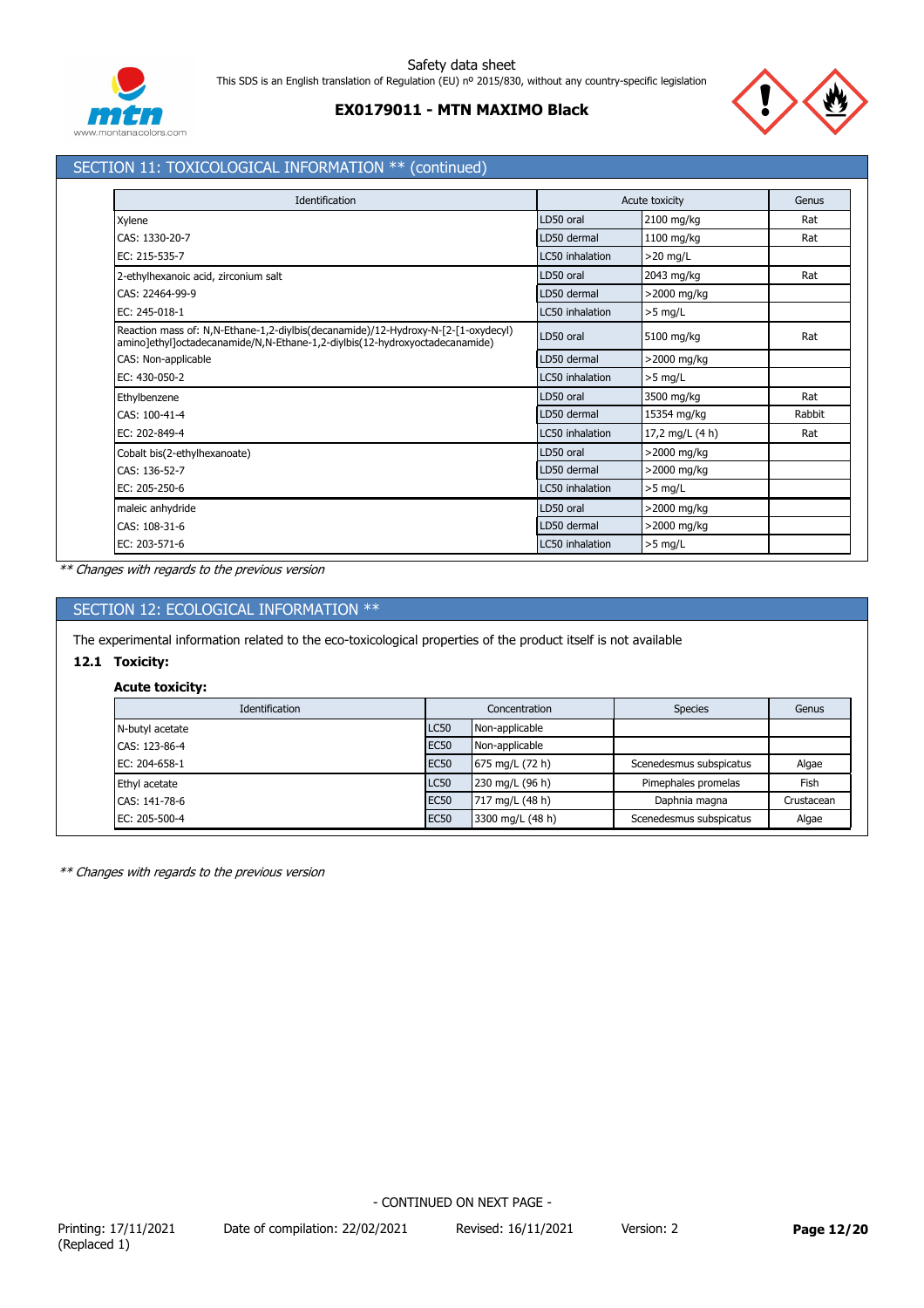## SECTION 11: TOXICOLOGICAL INFORMATION ** (continued)

| Identification | Acute toxicity | | Genus |
|---|---|---|---|
| Xylene | LD50 oral | 2100 mg/kg | Rat |
| CAS: 1330-20-7 | LD50 dermal | 1100 mg/kg | Rat |
| EC: 215-535-7 | LC50 inhalation | >20 mg/L | |
| 2-ethylhexanoic acid, zirconium salt | LD50 oral | 2043 mg/kg | Rat |
| CAS: 22464-99-9 | LD50 dermal | >2000 mg/kg | |
| EC: 245-018-1 | LC50 inhalation | >5 mg/L | |
| Reaction mass of: N,N-Ethane-1,2-diylbis(decanamide)/12-Hydroxy-N-[2-[1-oxydecyl) amino]ethyl]octadecanamide/N,N-Ethane-1,2-diylbis(12-hydroxyoctadecanamide) | LD50 oral | 5100 mg/kg | Rat |
| CAS: Non-applicable | LD50 dermal | >2000 mg/kg | |
| EC: 430-050-2 | LC50 inhalation | >5 mg/L | |
| Ethylbenzene | LD50 oral | 3500 mg/kg | Rat |
| CAS: 100-41-4 | LD50 dermal | 15354 mg/kg | Rabbit |
| EC: 202-849-4 | LC50 inhalation | 17,2 mg/L (4 h) | Rat |
| Cobalt bis(2-ethylhexanoate) | LD50 oral | >2000 mg/kg | |
| CAS: 136-52-7 | LD50 dermal | >2000 mg/kg | |
| EC: 205-250-6 | LC50 inhalation | >5 mg/L | |
| maleic anhydride | LD50 oral | >2000 mg/kg | |
| CAS: 108-31-6 | LD50 dermal | >2000 mg/kg | |
| EC: 203-571-6 | LC50 inhalation | >5 mg/L | |

*** Changes with regards to the previous version*

## SECTION 12: ECOLOGICAL INFORMATION **

The experimental information related to the eco-toxicological properties of the product itself is not available

### 12.1 Toxicity:

**Acute toxicity:**

| Identification | Concentration | | Species | Genus |
|---|---|---|---|---|
| N-butyl acetate | LC50 | Non-applicable | | |
| CAS: 123-86-4 | EC50 | Non-applicable | | |
| EC: 204-658-1 | EC50 | 675 mg/L (72 h) | Scenedesmus subspicatus | Algae |
| Ethyl acetate | LC50 | 230 mg/L (96 h) | Pimephales promelas | Fish |
| CAS: 141-78-6 | EC50 | 717 mg/L (48 h) | Daphnia magna | Crustacean |
| EC: 205-500-4 | EC50 | 3300 mg/L (48 h) | Scenedesmus subspicatus | Algae |

*** Changes with regards to the previous version*

- CONTINUED ON NEXT PAGE -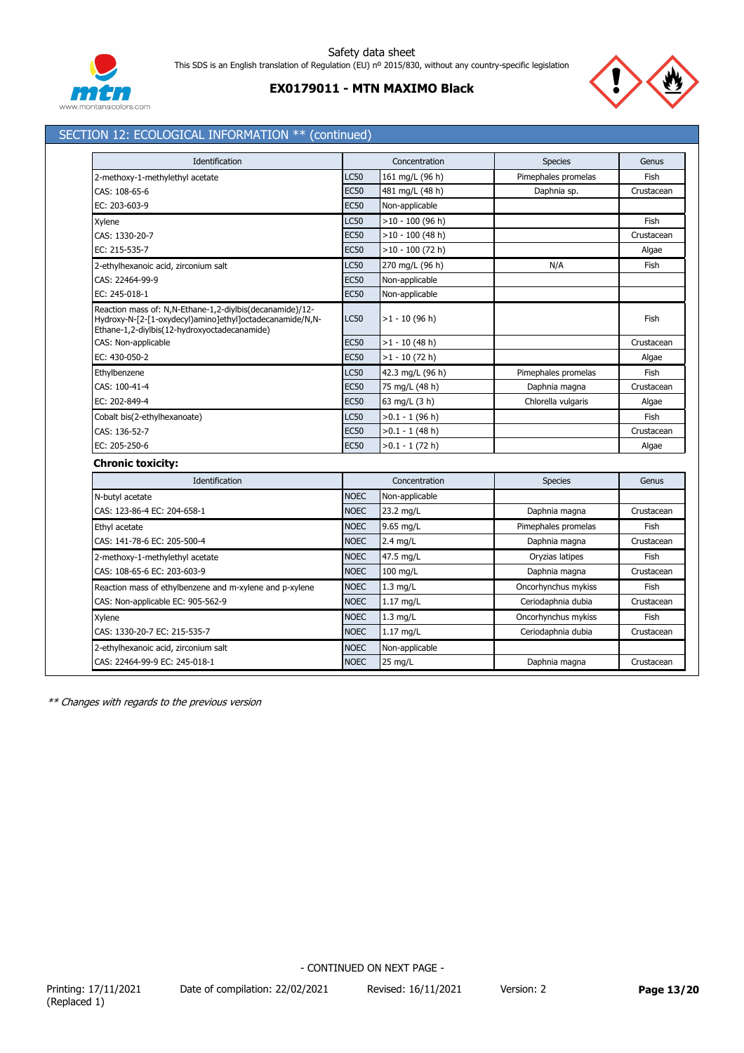## SECTION 12: ECOLOGICAL INFORMATION ** (continued)

| Identification | Concentration | | Species | Genus |
|---|---|---|---|---|
| 2-methoxy-1-methylethyl acetate | LC50 | 161 mg/L (96 h) | Pimephales promelas | Fish |
| CAS: 108-65-6 | EC50 | 481 mg/L (48 h) | Daphnia sp. | Crustacean |
| EC: 203-603-9 | EC50 | Non-applicable | | |
| Xylene | LC50 | >10 - 100 (96 h) | | Fish |
| CAS: 1330-20-7 | EC50 | >10 - 100 (48 h) | | Crustacean |
| EC: 215-535-7 | EC50 | >10 - 100 (72 h) | | Algae |
| 2-ethylhexanoic acid, zirconium salt | LC50 | 270 mg/L (96 h) | N/A | Fish |
| CAS: 22464-99-9 | EC50 | Non-applicable | | |
| EC: 245-018-1 | EC50 | Non-applicable | | |
| Reaction mass of: N,N-Ethane-1,2-diylbis(decanamide)/12-Hydroxy-N-[2-[1-oxydecyl)amino]ethyl]octadecanamide/N,N-Ethane-1,2-diylbis(12-hydroxyoctadecanamide) | LC50 | >1 - 10 (96 h) | | Fish |
| CAS: Non-applicable | EC50 | >1 - 10 (48 h) | | Crustacean |
| EC: 430-050-2 | EC50 | >1 - 10 (72 h) | | Algae |
| Ethylbenzene | LC50 | 42.3 mg/L (96 h) | Pimephales promelas | Fish |
| CAS: 100-41-4 | EC50 | 75 mg/L (48 h) | Daphnia magna | Crustacean |
| EC: 202-849-4 | EC50 | 63 mg/L (3 h) | Chlorella vulgaris | Algae |
| Cobalt bis(2-ethylhexanoate) | LC50 | >0.1 - 1 (96 h) | | Fish |
| CAS: 136-52-7 | EC50 | >0.1 - 1 (48 h) | | Crustacean |
| EC: 205-250-6 | EC50 | >0.1 - 1 (72 h) | | Algae |

**Chronic toxicity:**

| Identification | Concentration | | Species | Genus |
|---|---|---|---|---|
| N-butyl acetate | NOEC | Non-applicable | | |
| CAS: 123-86-4 EC: 204-658-1 | NOEC | 23.2 mg/L | Daphnia magna | Crustacean |
| Ethyl acetate | NOEC | 9.65 mg/L | Pimephales promelas | Fish |
| CAS: 141-78-6 EC: 205-500-4 | NOEC | 2.4 mg/L | Daphnia magna | Crustacean |
| 2-methoxy-1-methylethyl acetate | NOEC | 47.5 mg/L | Oryzias latipes | Fish |
| CAS: 108-65-6 EC: 203-603-9 | NOEC | 100 mg/L | Daphnia magna | Crustacean |
| Reaction mass of ethylbenzene and m-xylene and p-xylene | NOEC | 1.3 mg/L | Oncorhynchus mykiss | Fish |
| CAS: Non-applicable EC: 905-562-9 | NOEC | 1.17 mg/L | Ceriodaphnia dubia | Crustacean |
| Xylene | NOEC | 1.3 mg/L | Oncorhynchus mykiss | Fish |
| CAS: 1330-20-7 EC: 215-535-7 | NOEC | 1.17 mg/L | Ceriodaphnia dubia | Crustacean |
| 2-ethylhexanoic acid, zirconium salt | NOEC | Non-applicable | | |
| CAS: 22464-99-9 EC: 245-018-1 | NOEC | 25 mg/L | Daphnia magna | Crustacean |

*** Changes with regards to the previous version*

- CONTINUED ON NEXT PAGE -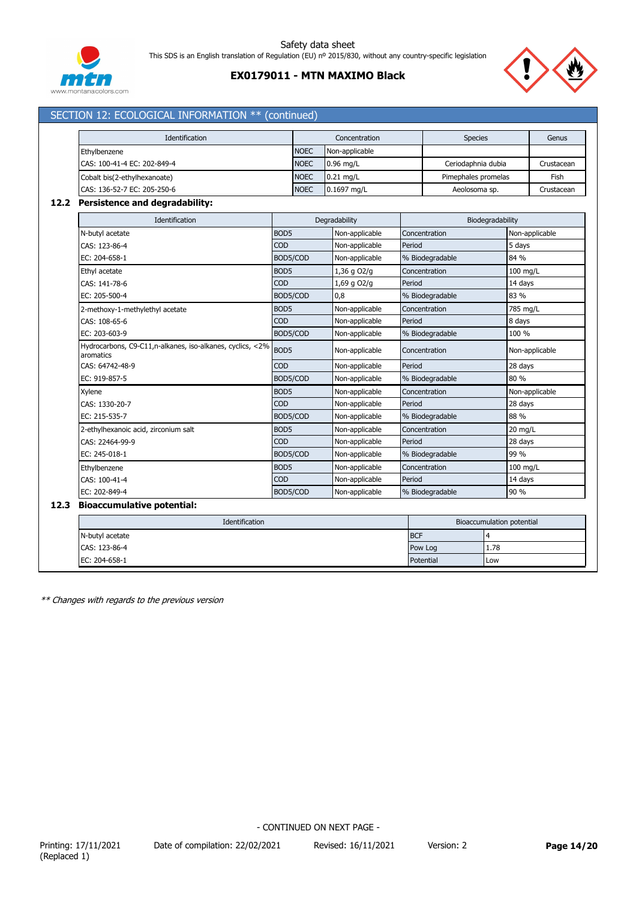## SECTION 12: ECOLOGICAL INFORMATION ** (continued)

| Identification | Concentration | | Species | Genus |
|---|---|---|---|---|
| Ethylbenzene | NOEC | Non-applicable | | |
| CAS: 100-41-4 EC: 202-849-4 | NOEC | 0.96 mg/L | Ceriodaphnia dubia | Crustacean |
| Cobalt bis(2-ethylhexanoate) | NOEC | 0.21 mg/L | Pimephales promelas | Fish |
| CAS: 136-52-7 EC: 205-250-6 | NOEC | 0.1697 mg/L | Aeolosoma sp. | Crustacean |

### 12.2 Persistence and degradability:

| Identification | Degradability | | Biodegradability | |
|---|---|---|---|---|
| N-butyl acetate | BOD5 | Non-applicable | Concentration | Non-applicable |
| CAS: 123-86-4 | COD | Non-applicable | Period | 5 days |
| EC: 204-658-1 | BOD5/COD | Non-applicable | % Biodegradable | 84 % |
| Ethyl acetate | BOD5 | 1,36 g O2/g | Concentration | 100 mg/L |
| CAS: 141-78-6 | COD | 1,69 g O2/g | Period | 14 days |
| EC: 205-500-4 | BOD5/COD | 0,8 | % Biodegradable | 83 % |
| 2-methoxy-1-methylethyl acetate | BOD5 | Non-applicable | Concentration | 785 mg/L |
| CAS: 108-65-6 | COD | Non-applicable | Period | 8 days |
| EC: 203-603-9 | BOD5/COD | Non-applicable | % Biodegradable | 100 % |
| Hydrocarbons, C9-C11,n-alkanes, iso-alkanes, cyclics, <2% aromatics | BOD5 | Non-applicable | Concentration | Non-applicable |
| CAS: 64742-48-9 | COD | Non-applicable | Period | 28 days |
| EC: 919-857-5 | BOD5/COD | Non-applicable | % Biodegradable | 80 % |
| Xylene | BOD5 | Non-applicable | Concentration | Non-applicable |
| CAS: 1330-20-7 | COD | Non-applicable | Period | 28 days |
| EC: 215-535-7 | BOD5/COD | Non-applicable | % Biodegradable | 88 % |
| 2-ethylhexanoic acid, zirconium salt | BOD5 | Non-applicable | Concentration | 20 mg/L |
| CAS: 22464-99-9 | COD | Non-applicable | Period | 28 days |
| EC: 245-018-1 | BOD5/COD | Non-applicable | % Biodegradable | 99 % |
| Ethylbenzene | BOD5 | Non-applicable | Concentration | 100 mg/L |
| CAS: 100-41-4 | COD | Non-applicable | Period | 14 days |
| EC: 202-849-4 | BOD5/COD | Non-applicable | % Biodegradable | 90 % |

### 12.3 Bioaccumulative potential:

| Identification | Bioaccumulation potential | |
|---|---|---|
| N-butyl acetate | BCF | 4 |
| CAS: 123-86-4 | Pow Log | 1.78 |
| EC: 204-658-1 | Potential | Low |

*** Changes with regards to the previous version*

- CONTINUED ON NEXT PAGE -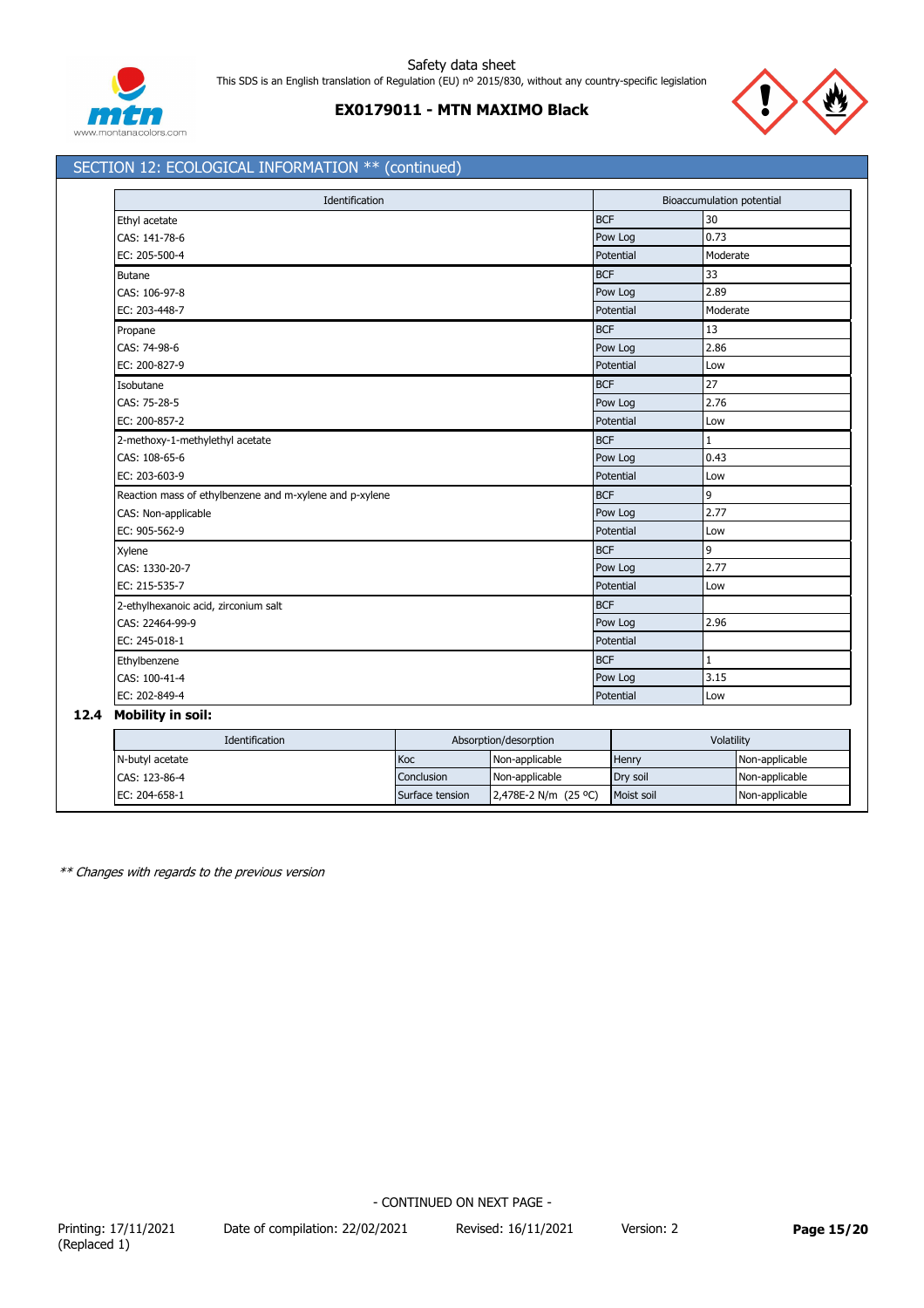## SECTION 12: ECOLOGICAL INFORMATION ** (continued)

| Identification | Bioaccumulation potential | |
|---|---|---|
| Ethyl acetate | BCF | 30 |
| CAS: 141-78-6 | Pow Log | 0.73 |
| EC: 205-500-4 | Potential | Moderate |
| Butane | BCF | 33 |
| CAS: 106-97-8 | Pow Log | 2.89 |
| EC: 203-448-7 | Potential | Moderate |
| Propane | BCF | 13 |
| CAS: 74-98-6 | Pow Log | 2.86 |
| EC: 200-827-9 | Potential | Low |
| Isobutane | BCF | 27 |
| CAS: 75-28-5 | Pow Log | 2.76 |
| EC: 200-857-2 | Potential | Low |
| 2-methoxy-1-methylethyl acetate | BCF | 1 |
| CAS: 108-65-6 | Pow Log | 0.43 |
| EC: 203-603-9 | Potential | Low |
| Reaction mass of ethylbenzene and m-xylene and p-xylene | BCF | 9 |
| CAS: Non-applicable | Pow Log | 2.77 |
| EC: 905-562-9 | Potential | Low |
| Xylene | BCF | 9 |
| CAS: 1330-20-7 | Pow Log | 2.77 |
| EC: 215-535-7 | Potential | Low |
| 2-ethylhexanoic acid, zirconium salt | BCF | |
| CAS: 22464-99-9 | Pow Log | 2.96 |
| EC: 245-018-1 | Potential | |
| Ethylbenzene | BCF | 1 |
| CAS: 100-41-4 | Pow Log | 3.15 |
| EC: 202-849-4 | Potential | Low |

### 12.4 Mobility in soil:

| Identification | Absorption/desorption | | Volatility | |
|---|---|---|---|---|
| N-butyl acetate | Koc | Non-applicable | Henry | Non-applicable |
| CAS: 123-86-4 | Conclusion | Non-applicable | Dry soil | Non-applicable |
| EC: 204-658-1 | Surface tension | 2,478E-2 N/m (25 ºC) | Moist soil | Non-applicable |

*** Changes with regards to the previous version*

- CONTINUED ON NEXT PAGE -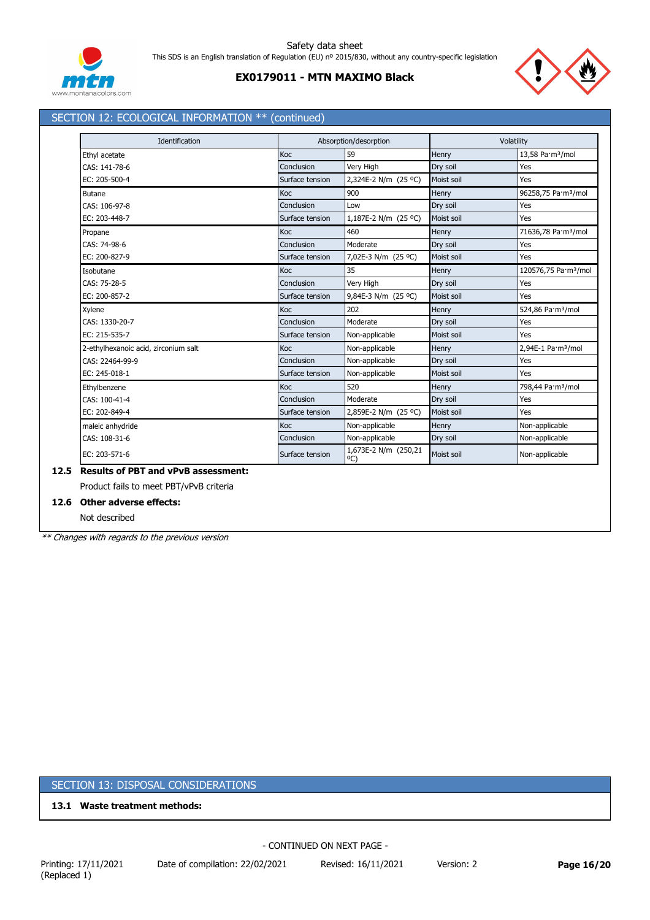## SECTION 12: ECOLOGICAL INFORMATION ** (continued)

| Identification | Absorption/desorption | | Volatility | |
|---|---|---|---|---|
| Ethyl acetate | Koc | 59 | Henry | 13,58 Pa·m³/mol |
| CAS: 141-78-6 | Conclusion | Very High | Dry soil | Yes |
| EC: 205-500-4 | Surface tension | 2,324E-2 N/m (25 ºC) | Moist soil | Yes |
| Butane | Koc | 900 | Henry | 96258,75 Pa·m³/mol |
| CAS: 106-97-8 | Conclusion | Low | Dry soil | Yes |
| EC: 203-448-7 | Surface tension | 1,187E-2 N/m (25 ºC) | Moist soil | Yes |
| Propane | Koc | 460 | Henry | 71636,78 Pa·m³/mol |
| CAS: 74-98-6 | Conclusion | Moderate | Dry soil | Yes |
| EC: 200-827-9 | Surface tension | 7,02E-3 N/m (25 ºC) | Moist soil | Yes |
| Isobutane | Koc | 35 | Henry | 120576,75 Pa·m³/mol |
| CAS: 75-28-5 | Conclusion | Very High | Dry soil | Yes |
| EC: 200-857-2 | Surface tension | 9,84E-3 N/m (25 ºC) | Moist soil | Yes |
| Xylene | Koc | 202 | Henry | 524,86 Pa·m³/mol |
| CAS: 1330-20-7 | Conclusion | Moderate | Dry soil | Yes |
| EC: 215-535-7 | Surface tension | Non-applicable | Moist soil | Yes |
| 2-ethylhexanoic acid, zirconium salt | Koc | Non-applicable | Henry | 2,94E-1 Pa·m³/mol |
| CAS: 22464-99-9 | Conclusion | Non-applicable | Dry soil | Yes |
| EC: 245-018-1 | Surface tension | Non-applicable | Moist soil | Yes |
| Ethylbenzene | Koc | 520 | Henry | 798,44 Pa·m³/mol |
| CAS: 100-41-4 | Conclusion | Moderate | Dry soil | Yes |
| EC: 202-849-4 | Surface tension | 2,859E-2 N/m (25 ºC) | Moist soil | Yes |
| maleic anhydride | Koc | Non-applicable | Henry | Non-applicable |
| CAS: 108-31-6 | Conclusion | Non-applicable | Dry soil | Non-applicable |
| EC: 203-571-6 | Surface tension | 1,673E-2 N/m (250,21 ºC) | Moist soil | Non-applicable |

**12.5 Results of PBT and vPvB assessment:**

Product fails to meet PBT/vPvB criteria

**12.6 Other adverse effects:**

Not described

*** Changes with regards to the previous version*

## SECTION 13: DISPOSAL CONSIDERATIONS

**13.1 Waste treatment methods:**

- CONTINUED ON NEXT PAGE -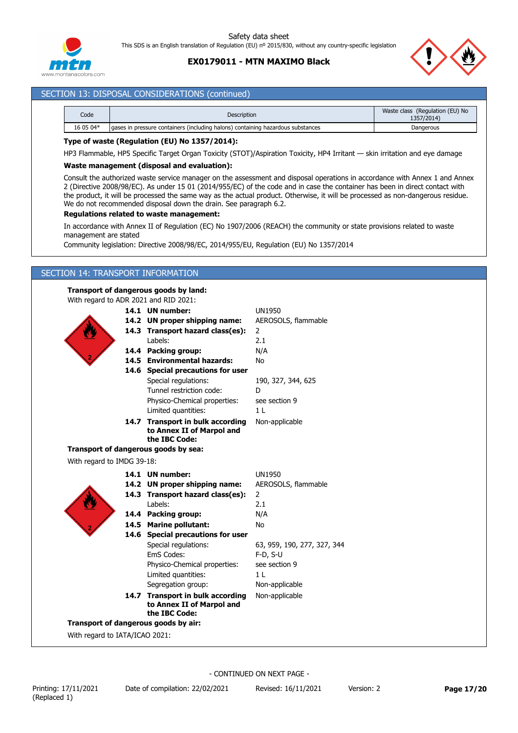## SECTION 13: DISPOSAL CONSIDERATIONS (continued)

| Code | Description | Waste class (Regulation (EU) No 1357/2014) |
|---|---|---|
| 16 05 04* | gases in pressure containers (including halons) containing hazardous substances | Dangerous |

**Type of waste (Regulation (EU) No 1357/2014):**

HP3 Flammable, HP5 Specific Target Organ Toxicity (STOT)/Aspiration Toxicity, HP4 Irritant — skin irritation and eye damage

**Waste management (disposal and evaluation):**

Consult the authorized waste service manager on the assessment and disposal operations in accordance with Annex 1 and Annex 2 (Directive 2008/98/EC). As under 15 01 (2014/955/EC) of the code and in case the container has been in direct contact with the product, it will be processed the same way as the actual product. Otherwise, it will be processed as non-dangerous residue. We do not recommended disposal down the drain. See paragraph 6.2.

**Regulations related to waste management:**

In accordance with Annex II of Regulation (EC) No 1907/2006 (REACH) the community or state provisions related to waste management are stated

Community legislation: Directive 2008/98/EC, 2014/955/EU, Regulation (EU) No 1357/2014

## SECTION 14: TRANSPORT INFORMATION

**Transport of dangerous goods by land:**

With regard to ADR 2021 and RID 2021:

| | |
|---|---|
| **14.1 UN number:** | UN1950 |
| **14.2 UN proper shipping name:** | AEROSOLS, flammable |
| **14.3 Transport hazard class(es):** | 2 |
| Labels: | 2.1 |
| **14.4 Packing group:** | N/A |
| **14.5 Environmental hazards:** | No |
| **14.6 Special precautions for user** | |
| Special regulations: | 190, 327, 344, 625 |
| Tunnel restriction code: | D |
| Physico-Chemical properties: | see section 9 |
| Limited quantities: | 1 L |
| **14.7 Transport in bulk according to Annex II of Marpol and the IBC Code:** | Non-applicable |

**Transport of dangerous goods by sea:**

With regard to IMDG 39-18:

| | |
|---|---|
| **14.1 UN number:** | UN1950 |
| **14.2 UN proper shipping name:** | AEROSOLS, flammable |
| **14.3 Transport hazard class(es):** | 2 |
| Labels: | 2.1 |
| **14.4 Packing group:** | N/A |
| **14.5 Marine pollutant:** | No |
| **14.6 Special precautions for user** | |
| Special regulations: | 63, 959, 190, 277, 327, 344 |
| EmS Codes: | F-D, S-U |
| Physico-Chemical properties: | see section 9 |
| Limited quantities: | 1 L |
| Segregation group: | Non-applicable |
| **14.7 Transport in bulk according to Annex II of Marpol and the IBC Code:** | Non-applicable |

**Transport of dangerous goods by air:**

With regard to IATA/ICAO 2021:

- CONTINUED ON NEXT PAGE -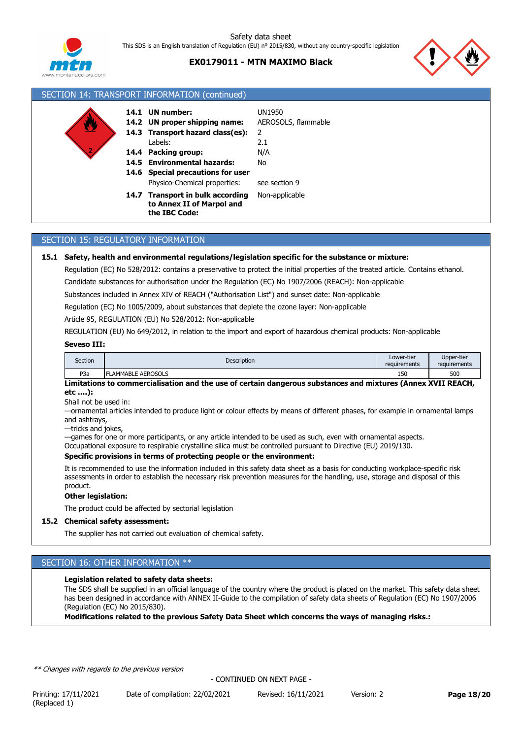## SECTION 14: TRANSPORT INFORMATION (continued)

| | | |
|---|---|---|
| **14.1** | **UN number:** | UN1950 |
| **14.2** | **UN proper shipping name:** | AEROSOLS, flammable |
| **14.3** | **Transport hazard class(es):** | 2 |
| | Labels: | 2.1 |
| **14.4** | **Packing group:** | N/A |
| **14.5** | **Environmental hazards:** | No |
| **14.6** | **Special precautions for user** | |
| | Physico-Chemical properties: | see section 9 |
| **14.7** | **Transport in bulk according to Annex II of Marpol and the IBC Code:** | Non-applicable |

## SECTION 15: REGULATORY INFORMATION

**15.1 Safety, health and environmental regulations/legislation specific for the substance or mixture:**

Regulation (EC) No 528/2012: contains a preservative to protect the initial properties of the treated article. Contains ethanol.

Candidate substances for authorisation under the Regulation (EC) No 1907/2006 (REACH): Non-applicable

Substances included in Annex XIV of REACH ("Authorisation List") and sunset date: Non-applicable

Regulation (EC) No 1005/2009, about substances that deplete the ozone layer: Non-applicable

Article 95, REGULATION (EU) No 528/2012: Non-applicable

REGULATION (EU) No 649/2012, in relation to the import and export of hazardous chemical products: Non-applicable

**Seveso III:**

| Section | Description | Lower-tier requirements | Upper-tier requirements |
|---|---|---|---|
| P3a | FLAMMABLE AEROSOLS | 150 | 500 |

**Limitations to commercialisation and the use of certain dangerous substances and mixtures (Annex XVII REACH, etc ….):**

Shall not be used in:

—ornamental articles intended to produce light or colour effects by means of different phases, for example in ornamental lamps and ashtrays,

—tricks and jokes,

—games for one or more participants, or any article intended to be used as such, even with ornamental aspects.

Occupational exposure to respirable crystalline silica must be controlled pursuant to Directive (EU) 2019/130.

**Specific provisions in terms of protecting people or the environment:**

It is recommended to use the information included in this safety data sheet as a basis for conducting workplace-specific risk assessments in order to establish the necessary risk prevention measures for the handling, use, storage and disposal of this product.

**Other legislation:**

The product could be affected by sectorial legislation

**15.2 Chemical safety assessment:**

The supplier has not carried out evaluation of chemical safety.

## SECTION 16: OTHER INFORMATION **

**Legislation related to safety data sheets:**

The SDS shall be supplied in an official language of the country where the product is placed on the market. This safety data sheet has been designed in accordance with ANNEX II-Guide to the compilation of safety data sheets of Regulation (EC) No 1907/2006 (Regulation (EC) No 2015/830).

**Modifications related to the previous Safety Data Sheet which concerns the ways of managing risks.:**

*** Changes with regards to the previous version*

- CONTINUED ON NEXT PAGE -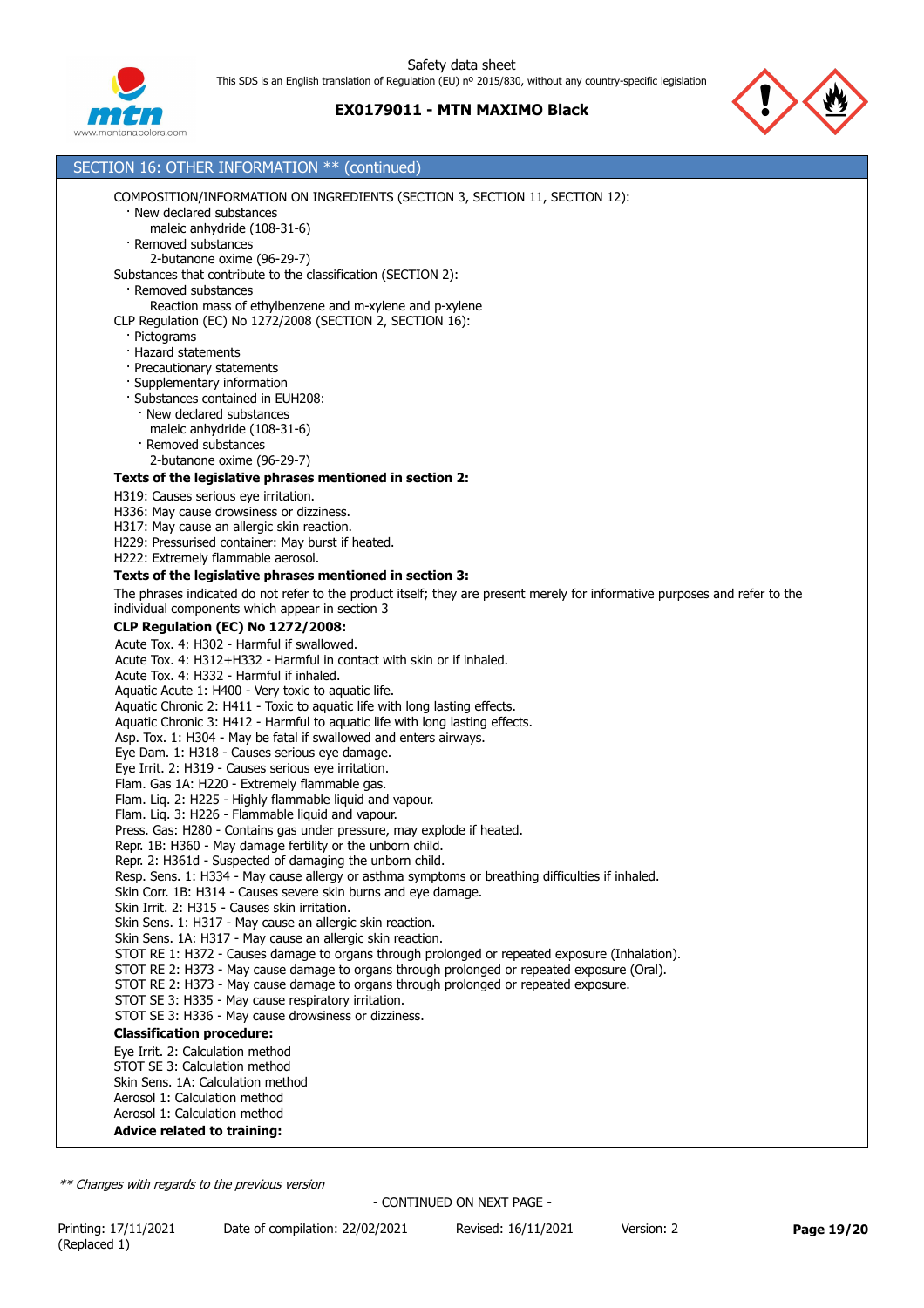## SECTION 16: OTHER INFORMATION ** (continued)

COMPOSITION/INFORMATION ON INGREDIENTS (SECTION 3, SECTION 11, SECTION 12):

- New declared substances
  - maleic anhydride (108-31-6)
- Removed substances
  - 2-butanone oxime (96-29-7)

Substances that contribute to the classification (SECTION 2):

- Removed substances
  - Reaction mass of ethylbenzene and m-xylene and p-xylene

CLP Regulation (EC) No 1272/2008 (SECTION 2, SECTION 16):

- Pictograms
- Hazard statements
- Precautionary statements
- Supplementary information
- Substances contained in EUH208:
  - New declared substances
    - maleic anhydride (108-31-6)
  - Removed substances
    - 2-butanone oxime (96-29-7)

**Texts of the legislative phrases mentioned in section 2:**

H319: Causes serious eye irritation.
H336: May cause drowsiness or dizziness.
H317: May cause an allergic skin reaction.
H229: Pressurised container: May burst if heated.
H222: Extremely flammable aerosol.

**Texts of the legislative phrases mentioned in section 3:**

The phrases indicated do not refer to the product itself; they are present merely for informative purposes and refer to the individual components which appear in section 3

**CLP Regulation (EC) No 1272/2008:**

Acute Tox. 4: H302 - Harmful if swallowed.
Acute Tox. 4: H312+H332 - Harmful in contact with skin or if inhaled.
Acute Tox. 4: H332 - Harmful if inhaled.
Aquatic Acute 1: H400 - Very toxic to aquatic life.
Aquatic Chronic 2: H411 - Toxic to aquatic life with long lasting effects.
Aquatic Chronic 3: H412 - Harmful to aquatic life with long lasting effects.
Asp. Tox. 1: H304 - May be fatal if swallowed and enters airways.
Eye Dam. 1: H318 - Causes serious eye damage.
Eye Irrit. 2: H319 - Causes serious eye irritation.
Flam. Gas 1A: H220 - Extremely flammable gas.
Flam. Liq. 2: H225 - Highly flammable liquid and vapour.
Flam. Liq. 3: H226 - Flammable liquid and vapour.
Press. Gas: H280 - Contains gas under pressure, may explode if heated.
Repr. 1B: H360 - May damage fertility or the unborn child.
Repr. 2: H361d - Suspected of damaging the unborn child.
Resp. Sens. 1: H334 - May cause allergy or asthma symptoms or breathing difficulties if inhaled.
Skin Corr. 1B: H314 - Causes severe skin burns and eye damage.
Skin Irrit. 2: H315 - Causes skin irritation.
Skin Sens. 1: H317 - May cause an allergic skin reaction.
Skin Sens. 1A: H317 - May cause an allergic skin reaction.
STOT RE 1: H372 - Causes damage to organs through prolonged or repeated exposure (Inhalation).
STOT RE 2: H373 - May cause damage to organs through prolonged or repeated exposure (Oral).
STOT RE 2: H373 - May cause damage to organs through prolonged or repeated exposure.
STOT SE 3: H335 - May cause respiratory irritation.
STOT SE 3: H336 - May cause drowsiness or dizziness.

**Classification procedure:**

Eye Irrit. 2: Calculation method
STOT SE 3: Calculation method
Skin Sens. 1A: Calculation method
Aerosol 1: Calculation method
Aerosol 1: Calculation method

**Advice related to training:**

*** Changes with regards to the previous version*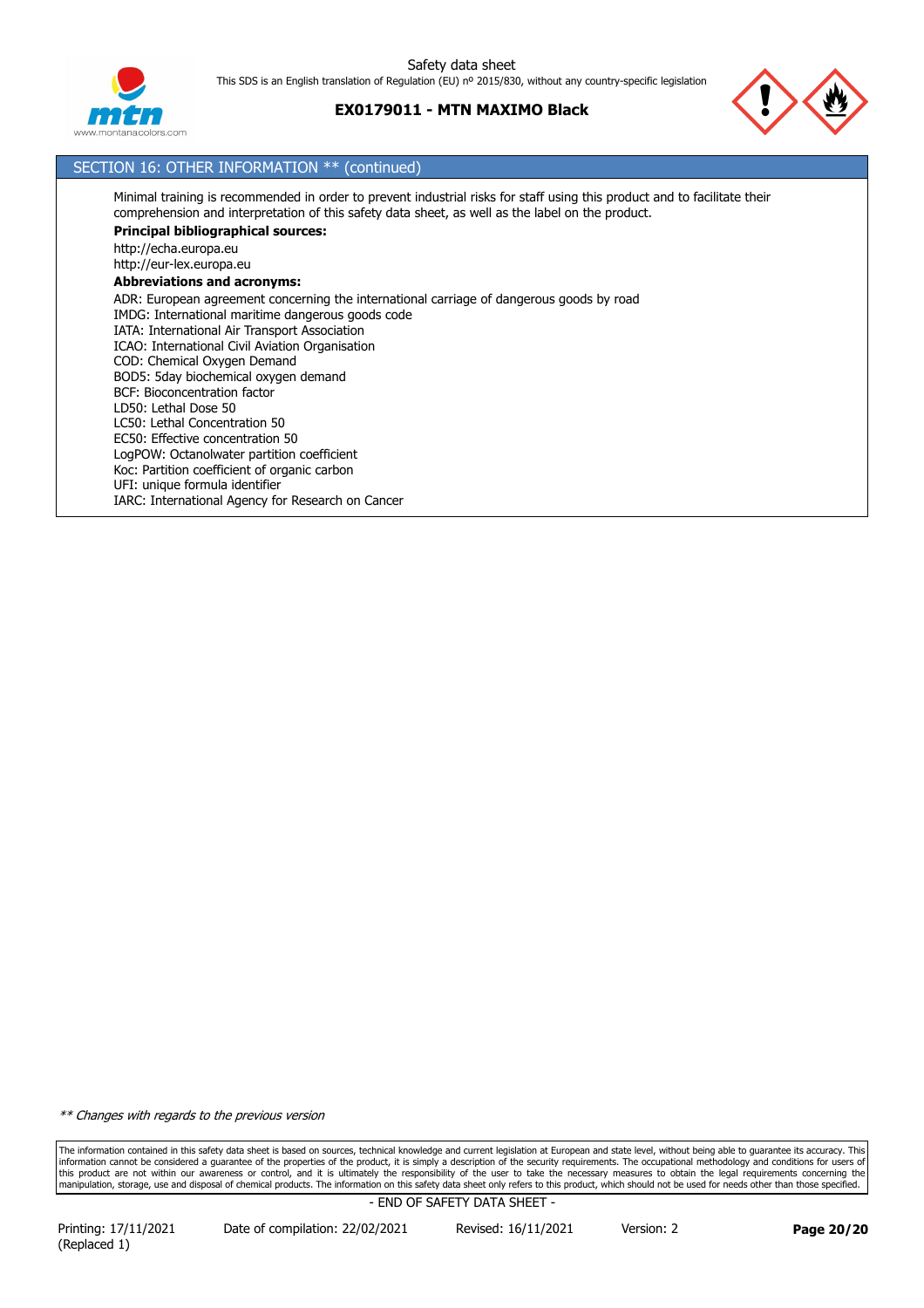## SECTION 16: OTHER INFORMATION ** (continued)

Minimal training is recommended in order to prevent industrial risks for staff using this product and to facilitate their comprehension and interpretation of this safety data sheet, as well as the label on the product.

**Principal bibliographical sources:**

http://echa.europa.eu
http://eur-lex.europa.eu

**Abbreviations and acronyms:**

ADR: European agreement concerning the international carriage of dangerous goods by road
IMDG: International maritime dangerous goods code
IATA: International Air Transport Association
ICAO: International Civil Aviation Organisation
COD: Chemical Oxygen Demand
BOD5: 5day biochemical oxygen demand
BCF: Bioconcentration factor
LD50: Lethal Dose 50
LC50: Lethal Concentration 50
EC50: Effective concentration 50
LogPOW: Octanolwater partition coefficient
Koc: Partition coefficient of organic carbon
UFI: unique formula identifier
IARC: International Agency for Research on Cancer

*** Changes with regards to the previous version*

The information contained in this safety data sheet is based on sources, technical knowledge and current legislation at European and state level, without being able to guarantee its accuracy. This information cannot be considered a guarantee of the properties of the product, it is simply a description of the security requirements. The occupational methodology and conditions for users of this product are not within our awareness or control, and it is ultimately the responsibility of the user to take the necessary measures to obtain the legal requirements concerning the manipulation, storage, use and disposal of chemical products. The information on this safety data sheet only refers to this product, which should not be used for needs other than those specified.

- END OF SAFETY DATA SHEET -